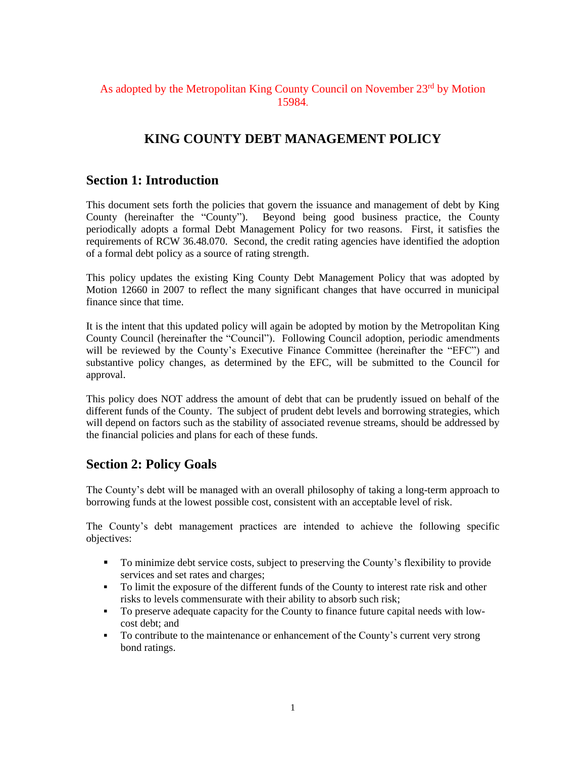As adopted by the Metropolitan King County Council on November 23rd by Motion 15984.

# KING COUNTY DEBT MANAGEMENT POLICY

## Section 1: Introduction

This document sets forth the policies that govern the issuance and management of debt by King County (hereinafter the "County"). Beyond being good business practice, the County periodically adopts a formal Debt Management Policy for two reasons. First, it satisfies the requirements of RCW 36.48.070. Second, the credit rating agencies have identified the adoption of a formal debt policy as a source of rating strength.

This policy updates the existing King County Debt Management Policy that was adopted by Motion 12660 in 2007 to reflect the many significant changes that have occurred in municipal finance since that time.

It is the intent that this updated policy will again be adopted by motion by the Metropolitan King County Council (hereinafter the "Council"). Following Council adoption, periodic amendments will be reviewed by the County's Executive Finance Committee (hereinafter the "EFC") and substantive policy changes, as determined by the EFC, will be submitted to the Council for approval.

This policy does NOT address the amount of debt that can be prudently issued on behalf of the different funds of the County. The subject of prudent debt levels and borrowing strategies, which will depend on factors such as the stability of associated revenue streams, should be addressed by the financial policies and plans for each of these funds.

## Section 2: Policy Goals

The County's debt will be managed with an overall philosophy of taking a long-term approach to borrowing funds at the lowest possible cost, consistent with an acceptable level of risk.

The County's debt management practices are intended to achieve the following specific objectives:

- To minimize debt service costs, subject to preserving the County's flexibility to provide services and set rates and charges;
- To limit the exposure of the different funds of the County to interest rate risk and other risks to levels commensurate with their ability to absorb such risk;
- To preserve adequate capacity for the County to finance future capital needs with low-cost debt; and
- To contribute to the maintenance or enhancement of the County's current very strong bond ratings.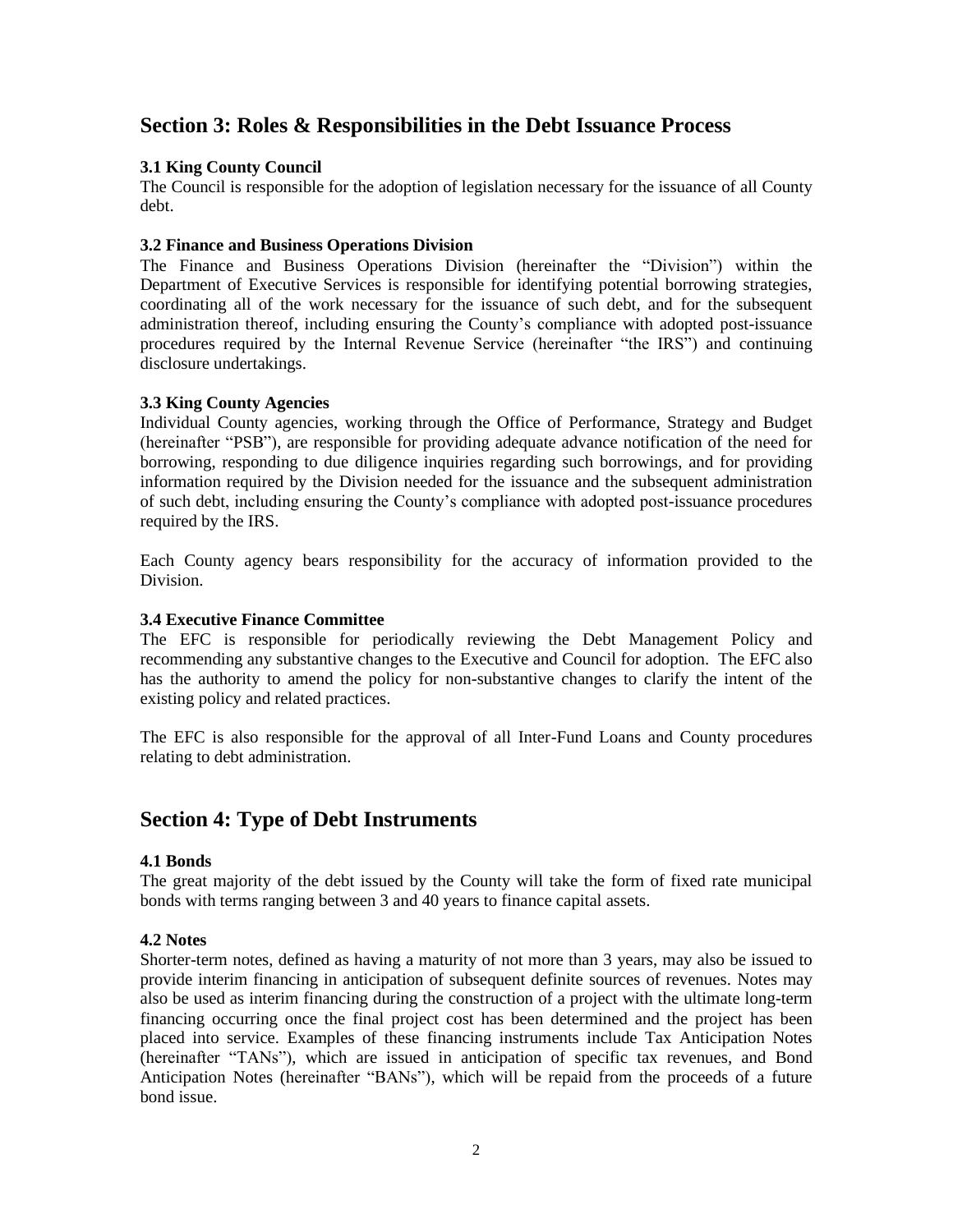## Section 3: Roles & Responsibilities in the Debt Issuance Process

### 3.1 King County Council

The Council is responsible for the adoption of legislation necessary for the issuance of all County debt.

### 3.2 Finance and Business Operations Division

The Finance and Business Operations Division (hereinafter the "Division") within the Department of Executive Services is responsible for identifying potential borrowing strategies, coordinating all of the work necessary for the issuance of such debt, and for the subsequent administration thereof, including ensuring the County's compliance with adopted post-issuance procedures required by the Internal Revenue Service (hereinafter "the IRS") and continuing disclosure undertakings.

### 3.3 King County Agencies

Individual County agencies, working through the Office of Performance, Strategy and Budget (hereinafter "PSB"), are responsible for providing adequate advance notification of the need for borrowing, responding to due diligence inquiries regarding such borrowings, and for providing information required by the Division needed for the issuance and the subsequent administration of such debt, including ensuring the County's compliance with adopted post-issuance procedures required by the IRS.

Each County agency bears responsibility for the accuracy of information provided to the Division.

### 3.4 Executive Finance Committee

The EFC is responsible for periodically reviewing the Debt Management Policy and recommending any substantive changes to the Executive and Council for adoption. The EFC also has the authority to amend the policy for non-substantive changes to clarify the intent of the existing policy and related practices.

The EFC is also responsible for the approval of all Inter-Fund Loans and County procedures relating to debt administration.

## Section 4: Type of Debt Instruments

### 4.1 Bonds

The great majority of the debt issued by the County will take the form of fixed rate municipal bonds with terms ranging between 3 and 40 years to finance capital assets.

### 4.2 Notes

Shorter-term notes, defined as having a maturity of not more than 3 years, may also be issued to provide interim financing in anticipation of subsequent definite sources of revenues. Notes may also be used as interim financing during the construction of a project with the ultimate long-term financing occurring once the final project cost has been determined and the project has been placed into service. Examples of these financing instruments include Tax Anticipation Notes (hereinafter "TANs"), which are issued in anticipation of specific tax revenues, and Bond Anticipation Notes (hereinafter "BANs"), which will be repaid from the proceeds of a future bond issue.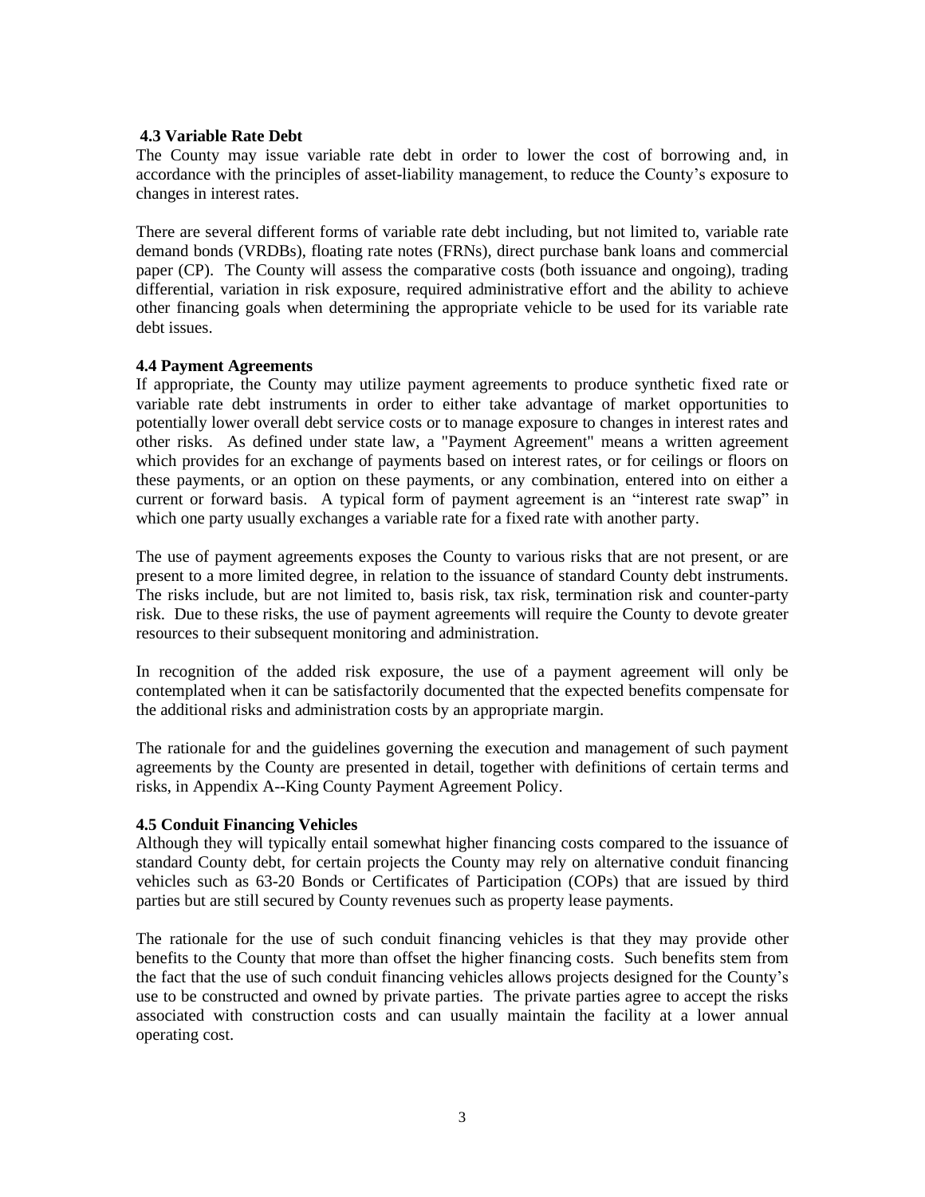### 4.3 Variable Rate Debt

The County may issue variable rate debt in order to lower the cost of borrowing and, in accordance with the principles of asset-liability management, to reduce the County's exposure to changes in interest rates.

There are several different forms of variable rate debt including, but not limited to, variable rate demand bonds (VRDBs), floating rate notes (FRNs), direct purchase bank loans and commercial paper (CP). The County will assess the comparative costs (both issuance and ongoing), trading differential, variation in risk exposure, required administrative effort and the ability to achieve other financing goals when determining the appropriate vehicle to be used for its variable rate debt issues.

### 4.4 Payment Agreements

If appropriate, the County may utilize payment agreements to produce synthetic fixed rate or variable rate debt instruments in order to either take advantage of market opportunities to potentially lower overall debt service costs or to manage exposure to changes in interest rates and other risks. As defined under state law, a "Payment Agreement" means a written agreement which provides for an exchange of payments based on interest rates, or for ceilings or floors on these payments, or an option on these payments, or any combination, entered into on either a current or forward basis. A typical form of payment agreement is an "interest rate swap" in which one party usually exchanges a variable rate for a fixed rate with another party.

The use of payment agreements exposes the County to various risks that are not present, or are present to a more limited degree, in relation to the issuance of standard County debt instruments. The risks include, but are not limited to, basis risk, tax risk, termination risk and counter-party risk. Due to these risks, the use of payment agreements will require the County to devote greater resources to their subsequent monitoring and administration.

In recognition of the added risk exposure, the use of a payment agreement will only be contemplated when it can be satisfactorily documented that the expected benefits compensate for the additional risks and administration costs by an appropriate margin.

The rationale for and the guidelines governing the execution and management of such payment agreements by the County are presented in detail, together with definitions of certain terms and risks, in Appendix A--King County Payment Agreement Policy.

### 4.5 Conduit Financing Vehicles

Although they will typically entail somewhat higher financing costs compared to the issuance of standard County debt, for certain projects the County may rely on alternative conduit financing vehicles such as 63-20 Bonds or Certificates of Participation (COPs) that are issued by third parties but are still secured by County revenues such as property lease payments.

The rationale for the use of such conduit financing vehicles is that they may provide other benefits to the County that more than offset the higher financing costs. Such benefits stem from the fact that the use of such conduit financing vehicles allows projects designed for the County's use to be constructed and owned by private parties. The private parties agree to accept the risks associated with construction costs and can usually maintain the facility at a lower annual operating cost.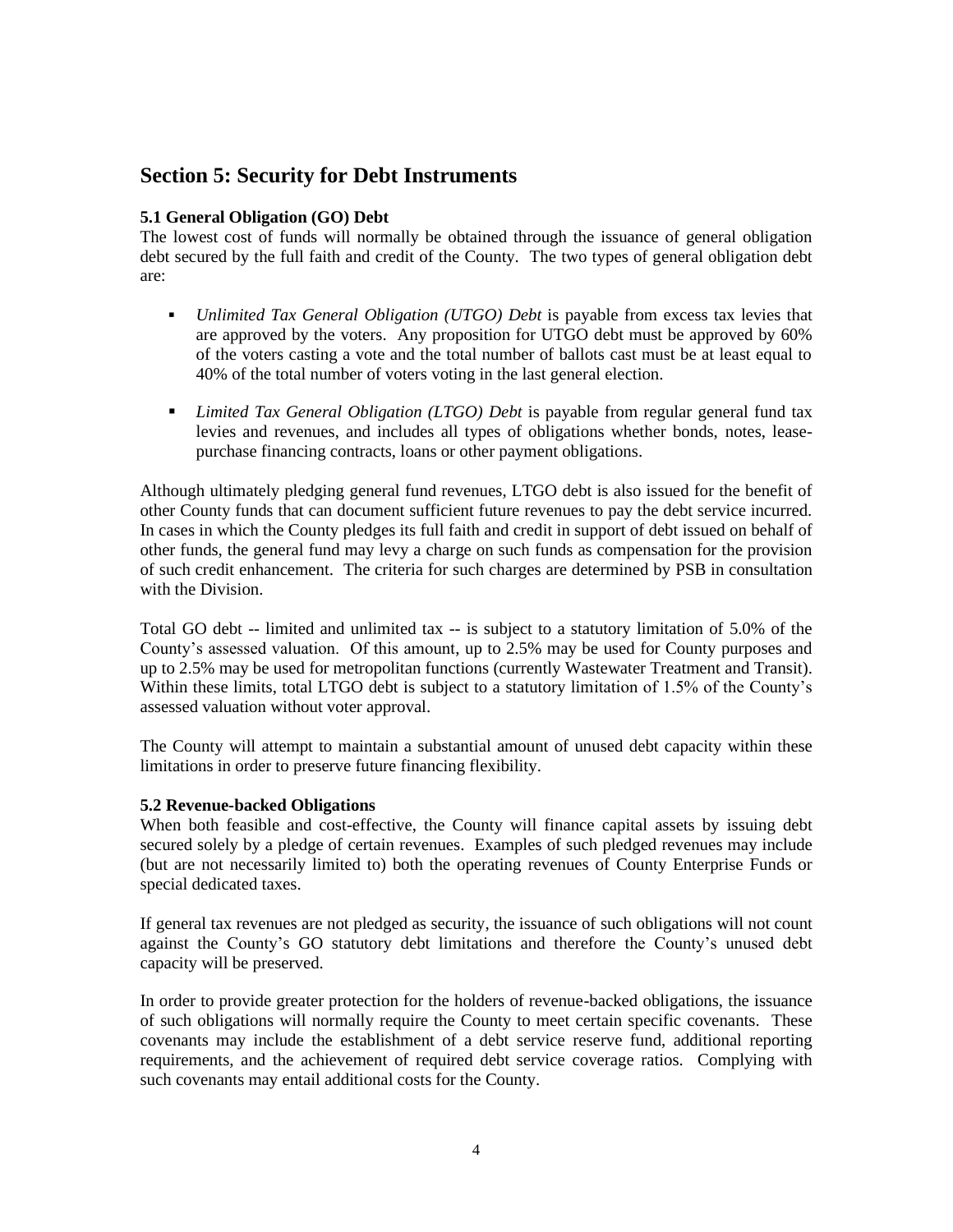## Section 5: Security for Debt Instruments

### 5.1 General Obligation (GO) Debt

The lowest cost of funds will normally be obtained through the issuance of general obligation debt secured by the full faith and credit of the County. The two types of general obligation debt are:

- *Unlimited Tax General Obligation (UTGO) Debt* is payable from excess tax levies that are approved by the voters. Any proposition for UTGO debt must be approved by 60% of the voters casting a vote and the total number of ballots cast must be at least equal to 40% of the total number of voters voting in the last general election.

- *Limited Tax General Obligation (LTGO) Debt* is payable from regular general fund tax levies and revenues, and includes all types of obligations whether bonds, notes, lease-purchase financing contracts, loans or other payment obligations.

Although ultimately pledging general fund revenues, LTGO debt is also issued for the benefit of other County funds that can document sufficient future revenues to pay the debt service incurred. In cases in which the County pledges its full faith and credit in support of debt issued on behalf of other funds, the general fund may levy a charge on such funds as compensation for the provision of such credit enhancement. The criteria for such charges are determined by PSB in consultation with the Division.

Total GO debt -- limited and unlimited tax -- is subject to a statutory limitation of 5.0% of the County's assessed valuation. Of this amount, up to 2.5% may be used for County purposes and up to 2.5% may be used for metropolitan functions (currently Wastewater Treatment and Transit). Within these limits, total LTGO debt is subject to a statutory limitation of 1.5% of the County's assessed valuation without voter approval.

The County will attempt to maintain a substantial amount of unused debt capacity within these limitations in order to preserve future financing flexibility.

### 5.2 Revenue-backed Obligations

When both feasible and cost-effective, the County will finance capital assets by issuing debt secured solely by a pledge of certain revenues. Examples of such pledged revenues may include (but are not necessarily limited to) both the operating revenues of County Enterprise Funds or special dedicated taxes.

If general tax revenues are not pledged as security, the issuance of such obligations will not count against the County's GO statutory debt limitations and therefore the County's unused debt capacity will be preserved.

In order to provide greater protection for the holders of revenue-backed obligations, the issuance of such obligations will normally require the County to meet certain specific covenants. These covenants may include the establishment of a debt service reserve fund, additional reporting requirements, and the achievement of required debt service coverage ratios. Complying with such covenants may entail additional costs for the County.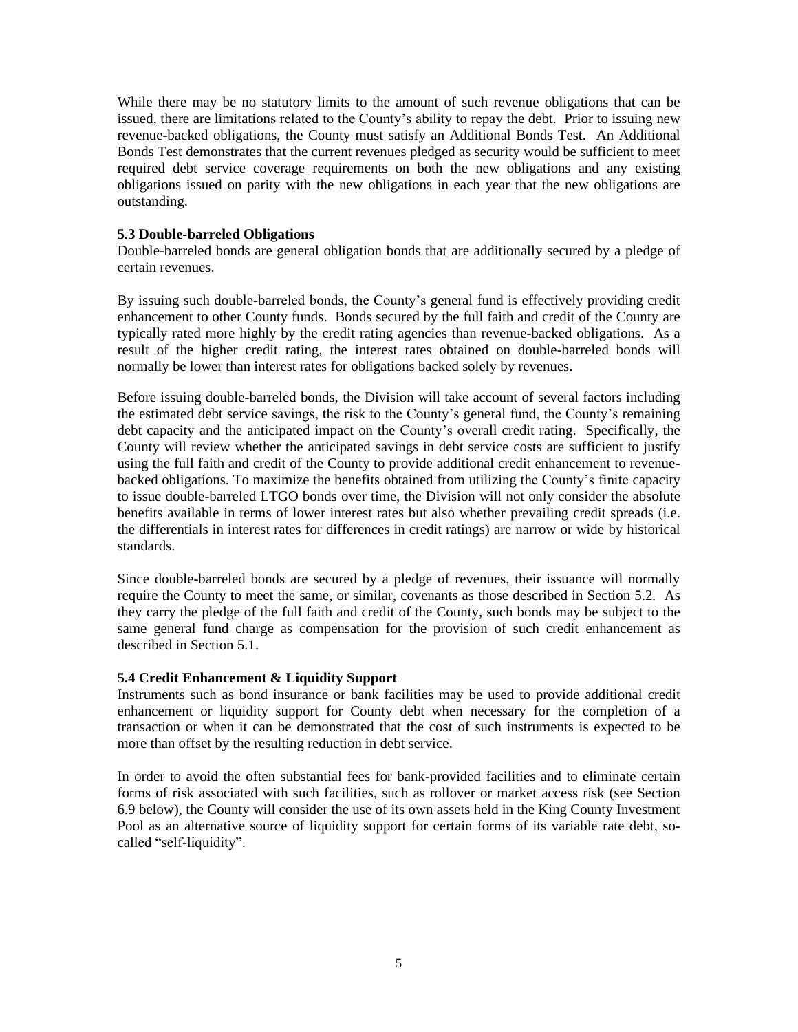While there may be no statutory limits to the amount of such revenue obligations that can be issued, there are limitations related to the County's ability to repay the debt. Prior to issuing new revenue-backed obligations, the County must satisfy an Additional Bonds Test. An Additional Bonds Test demonstrates that the current revenues pledged as security would be sufficient to meet required debt service coverage requirements on both the new obligations and any existing obligations issued on parity with the new obligations in each year that the new obligations are outstanding.

### 5.3 Double-barreled Obligations

Double-barreled bonds are general obligation bonds that are additionally secured by a pledge of certain revenues.

By issuing such double-barreled bonds, the County's general fund is effectively providing credit enhancement to other County funds. Bonds secured by the full faith and credit of the County are typically rated more highly by the credit rating agencies than revenue-backed obligations. As a result of the higher credit rating, the interest rates obtained on double-barreled bonds will normally be lower than interest rates for obligations backed solely by revenues.

Before issuing double-barreled bonds, the Division will take account of several factors including the estimated debt service savings, the risk to the County's general fund, the County's remaining debt capacity and the anticipated impact on the County's overall credit rating. Specifically, the County will review whether the anticipated savings in debt service costs are sufficient to justify using the full faith and credit of the County to provide additional credit enhancement to revenue-backed obligations. To maximize the benefits obtained from utilizing the County's finite capacity to issue double-barreled LTGO bonds over time, the Division will not only consider the absolute benefits available in terms of lower interest rates but also whether prevailing credit spreads (i.e. the differentials in interest rates for differences in credit ratings) are narrow or wide by historical standards.

Since double-barreled bonds are secured by a pledge of revenues, their issuance will normally require the County to meet the same, or similar, covenants as those described in Section 5.2. As they carry the pledge of the full faith and credit of the County, such bonds may be subject to the same general fund charge as compensation for the provision of such credit enhancement as described in Section 5.1.

### 5.4 Credit Enhancement & Liquidity Support

Instruments such as bond insurance or bank facilities may be used to provide additional credit enhancement or liquidity support for County debt when necessary for the completion of a transaction or when it can be demonstrated that the cost of such instruments is expected to be more than offset by the resulting reduction in debt service.

In order to avoid the often substantial fees for bank-provided facilities and to eliminate certain forms of risk associated with such facilities, such as rollover or market access risk (see Section 6.9 below), the County will consider the use of its own assets held in the King County Investment Pool as an alternative source of liquidity support for certain forms of its variable rate debt, so-called "self-liquidity".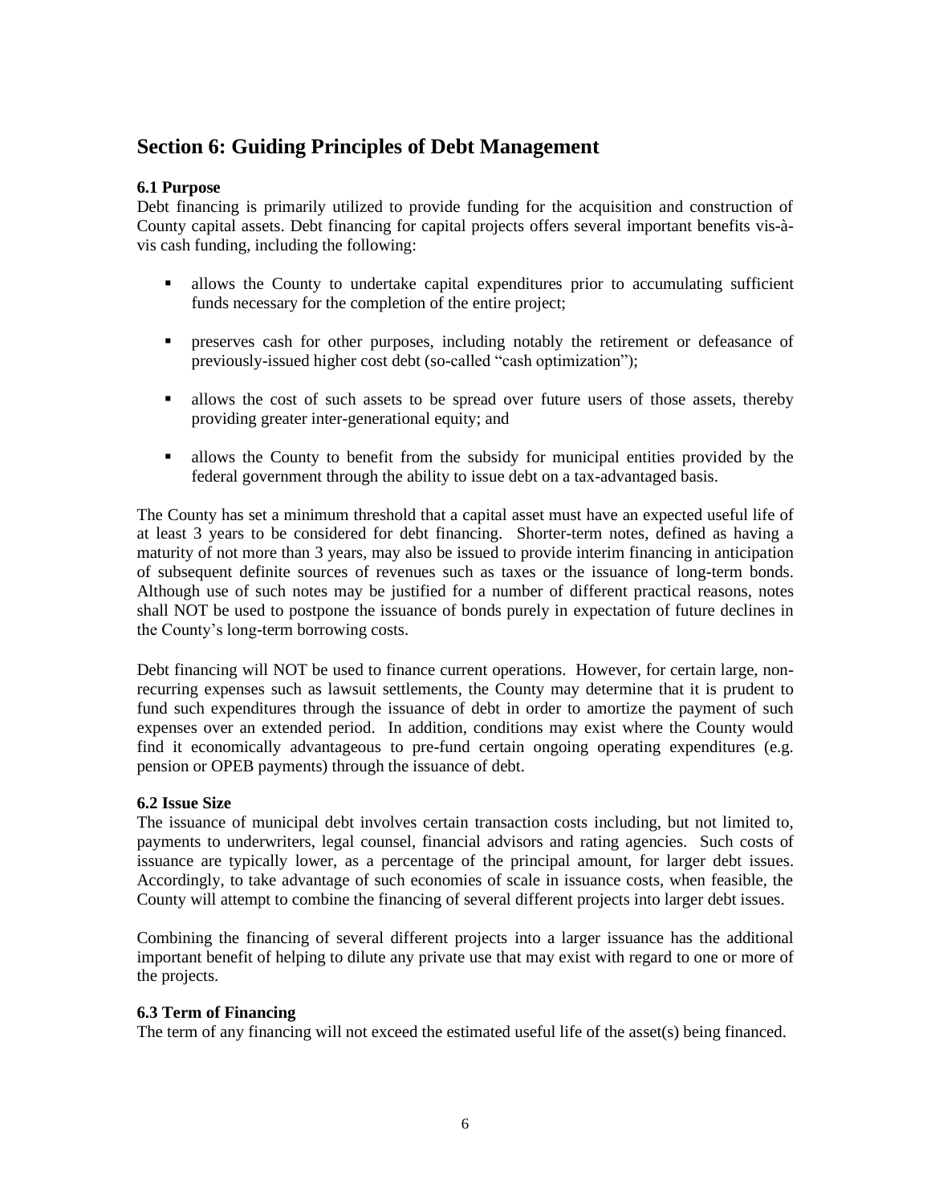## Section 6: Guiding Principles of Debt Management

**6.1 Purpose**

Debt financing is primarily utilized to provide funding for the acquisition and construction of County capital assets. Debt financing for capital projects offers several important benefits vis-à-vis cash funding, including the following:

- allows the County to undertake capital expenditures prior to accumulating sufficient funds necessary for the completion of the entire project;
- preserves cash for other purposes, including notably the retirement or defeasance of previously-issued higher cost debt (so-called "cash optimization");
- allows the cost of such assets to be spread over future users of those assets, thereby providing greater inter-generational equity; and
- allows the County to benefit from the subsidy for municipal entities provided by the federal government through the ability to issue debt on a tax-advantaged basis.

The County has set a minimum threshold that a capital asset must have an expected useful life of at least 3 years to be considered for debt financing. Shorter-term notes, defined as having a maturity of not more than 3 years, may also be issued to provide interim financing in anticipation of subsequent definite sources of revenues such as taxes or the issuance of long-term bonds. Although use of such notes may be justified for a number of different practical reasons, notes shall NOT be used to postpone the issuance of bonds purely in expectation of future declines in the County's long-term borrowing costs.

Debt financing will NOT be used to finance current operations. However, for certain large, non-recurring expenses such as lawsuit settlements, the County may determine that it is prudent to fund such expenditures through the issuance of debt in order to amortize the payment of such expenses over an extended period. In addition, conditions may exist where the County would find it economically advantageous to pre-fund certain ongoing operating expenditures (e.g. pension or OPEB payments) through the issuance of debt.

**6.2 Issue Size**

The issuance of municipal debt involves certain transaction costs including, but not limited to, payments to underwriters, legal counsel, financial advisors and rating agencies. Such costs of issuance are typically lower, as a percentage of the principal amount, for larger debt issues. Accordingly, to take advantage of such economies of scale in issuance costs, when feasible, the County will attempt to combine the financing of several different projects into larger debt issues.

Combining the financing of several different projects into a larger issuance has the additional important benefit of helping to dilute any private use that may exist with regard to one or more of the projects.

**6.3 Term of Financing**

The term of any financing will not exceed the estimated useful life of the asset(s) being financed.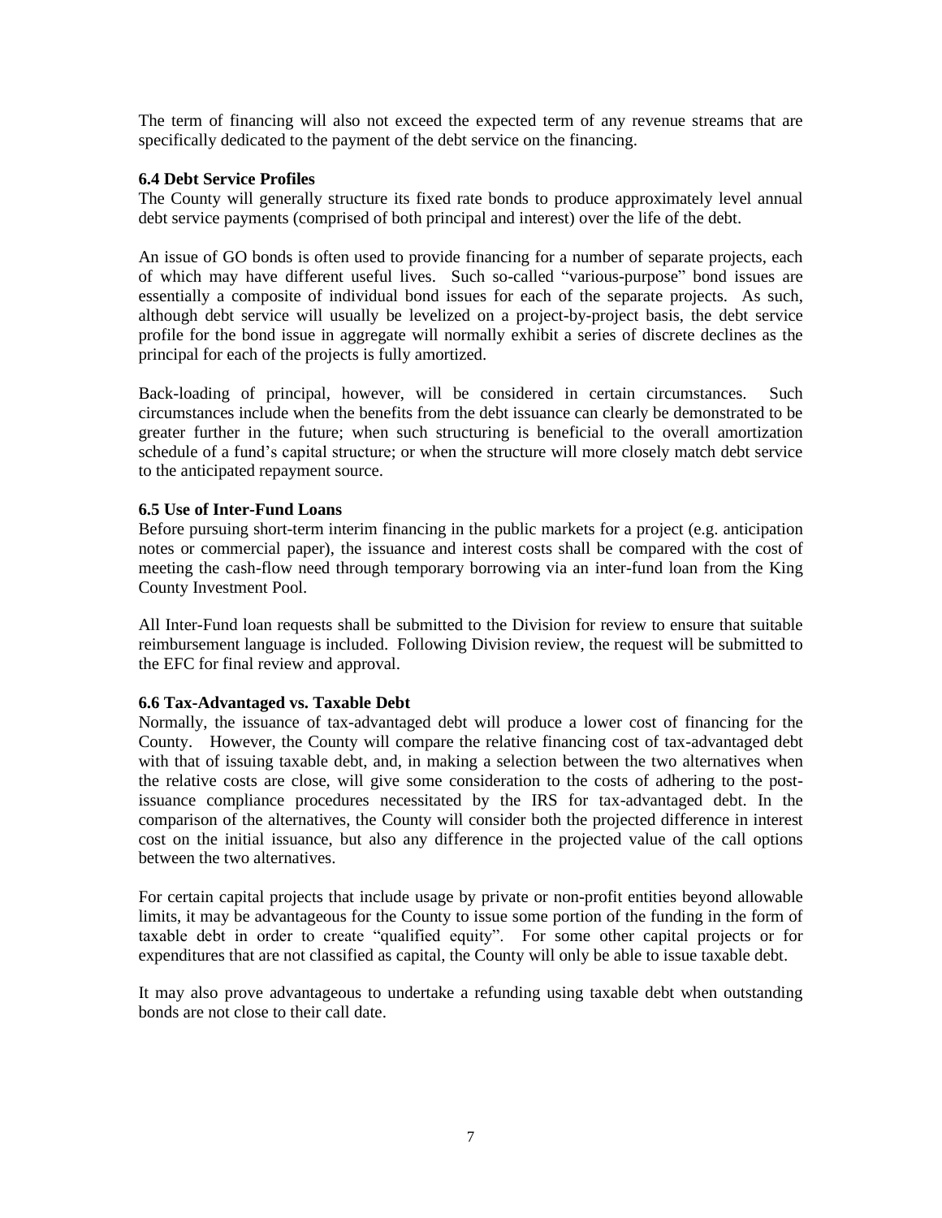The term of financing will also not exceed the expected term of any revenue streams that are specifically dedicated to the payment of the debt service on the financing.

### 6.4 Debt Service Profiles

The County will generally structure its fixed rate bonds to produce approximately level annual debt service payments (comprised of both principal and interest) over the life of the debt.

An issue of GO bonds is often used to provide financing for a number of separate projects, each of which may have different useful lives. Such so-called "various-purpose" bond issues are essentially a composite of individual bond issues for each of the separate projects. As such, although debt service will usually be levelized on a project-by-project basis, the debt service profile for the bond issue in aggregate will normally exhibit a series of discrete declines as the principal for each of the projects is fully amortized.

Back-loading of principal, however, will be considered in certain circumstances. Such circumstances include when the benefits from the debt issuance can clearly be demonstrated to be greater further in the future; when such structuring is beneficial to the overall amortization schedule of a fund's capital structure; or when the structure will more closely match debt service to the anticipated repayment source.

### 6.5 Use of Inter-Fund Loans

Before pursuing short-term interim financing in the public markets for a project (e.g. anticipation notes or commercial paper), the issuance and interest costs shall be compared with the cost of meeting the cash-flow need through temporary borrowing via an inter-fund loan from the King County Investment Pool.

All Inter-Fund loan requests shall be submitted to the Division for review to ensure that suitable reimbursement language is included. Following Division review, the request will be submitted to the EFC for final review and approval.

### 6.6 Tax-Advantaged vs. Taxable Debt

Normally, the issuance of tax-advantaged debt will produce a lower cost of financing for the County. However, the County will compare the relative financing cost of tax-advantaged debt with that of issuing taxable debt, and, in making a selection between the two alternatives when the relative costs are close, will give some consideration to the costs of adhering to the post-issuance compliance procedures necessitated by the IRS for tax-advantaged debt. In the comparison of the alternatives, the County will consider both the projected difference in interest cost on the initial issuance, but also any difference in the projected value of the call options between the two alternatives.

For certain capital projects that include usage by private or non-profit entities beyond allowable limits, it may be advantageous for the County to issue some portion of the funding in the form of taxable debt in order to create "qualified equity". For some other capital projects or for expenditures that are not classified as capital, the County will only be able to issue taxable debt.

It may also prove advantageous to undertake a refunding using taxable debt when outstanding bonds are not close to their call date.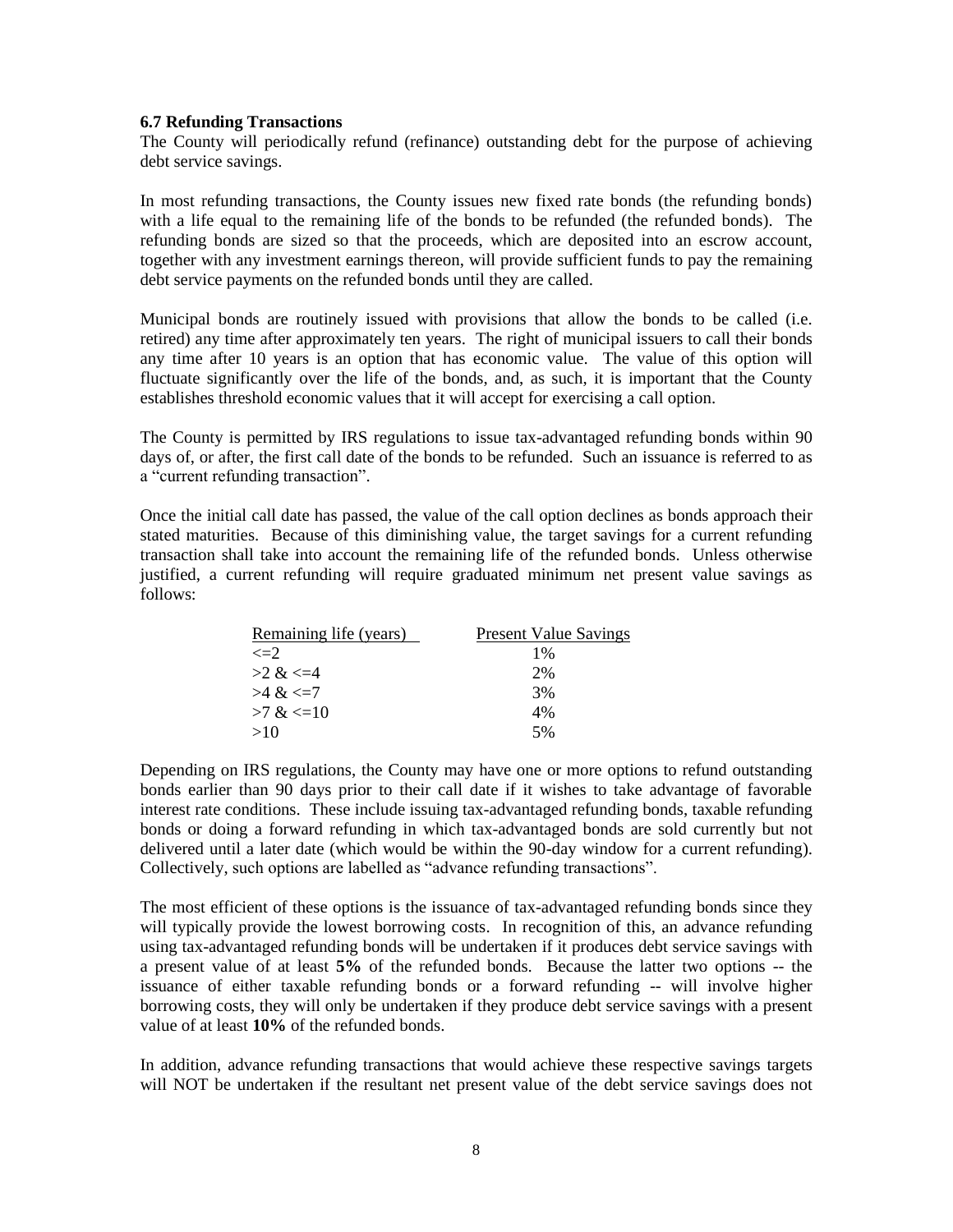### 6.7 Refunding Transactions

The County will periodically refund (refinance) outstanding debt for the purpose of achieving debt service savings.

In most refunding transactions, the County issues new fixed rate bonds (the refunding bonds) with a life equal to the remaining life of the bonds to be refunded (the refunded bonds). The refunding bonds are sized so that the proceeds, which are deposited into an escrow account, together with any investment earnings thereon, will provide sufficient funds to pay the remaining debt service payments on the refunded bonds until they are called.

Municipal bonds are routinely issued with provisions that allow the bonds to be called (i.e. retired) any time after approximately ten years. The right of municipal issuers to call their bonds any time after 10 years is an option that has economic value. The value of this option will fluctuate significantly over the life of the bonds, and, as such, it is important that the County establishes threshold economic values that it will accept for exercising a call option.

The County is permitted by IRS regulations to issue tax-advantaged refunding bonds within 90 days of, or after, the first call date of the bonds to be refunded. Such an issuance is referred to as a "current refunding transaction".

Once the initial call date has passed, the value of the call option declines as bonds approach their stated maturities. Because of this diminishing value, the target savings for a current refunding transaction shall take into account the remaining life of the refunded bonds. Unless otherwise justified, a current refunding will require graduated minimum net present value savings as follows:

| Remaining life (years) | Present Value Savings |
|---|---|
| <=2 | 1% |
| >2 & <=4 | 2% |
| >4 & <=7 | 3% |
| >7 & <=10 | 4% |
| >10 | 5% |

Depending on IRS regulations, the County may have one or more options to refund outstanding bonds earlier than 90 days prior to their call date if it wishes to take advantage of favorable interest rate conditions. These include issuing tax-advantaged refunding bonds, taxable refunding bonds or doing a forward refunding in which tax-advantaged bonds are sold currently but not delivered until a later date (which would be within the 90-day window for a current refunding). Collectively, such options are labelled as "advance refunding transactions".

The most efficient of these options is the issuance of tax-advantaged refunding bonds since they will typically provide the lowest borrowing costs. In recognition of this, an advance refunding using tax-advantaged refunding bonds will be undertaken if it produces debt service savings with a present value of at least **5%** of the refunded bonds. Because the latter two options -- the issuance of either taxable refunding bonds or a forward refunding -- will involve higher borrowing costs, they will only be undertaken if they produce debt service savings with a present value of at least **10%** of the refunded bonds.

In addition, advance refunding transactions that would achieve these respective savings targets will NOT be undertaken if the resultant net present value of the debt service savings does not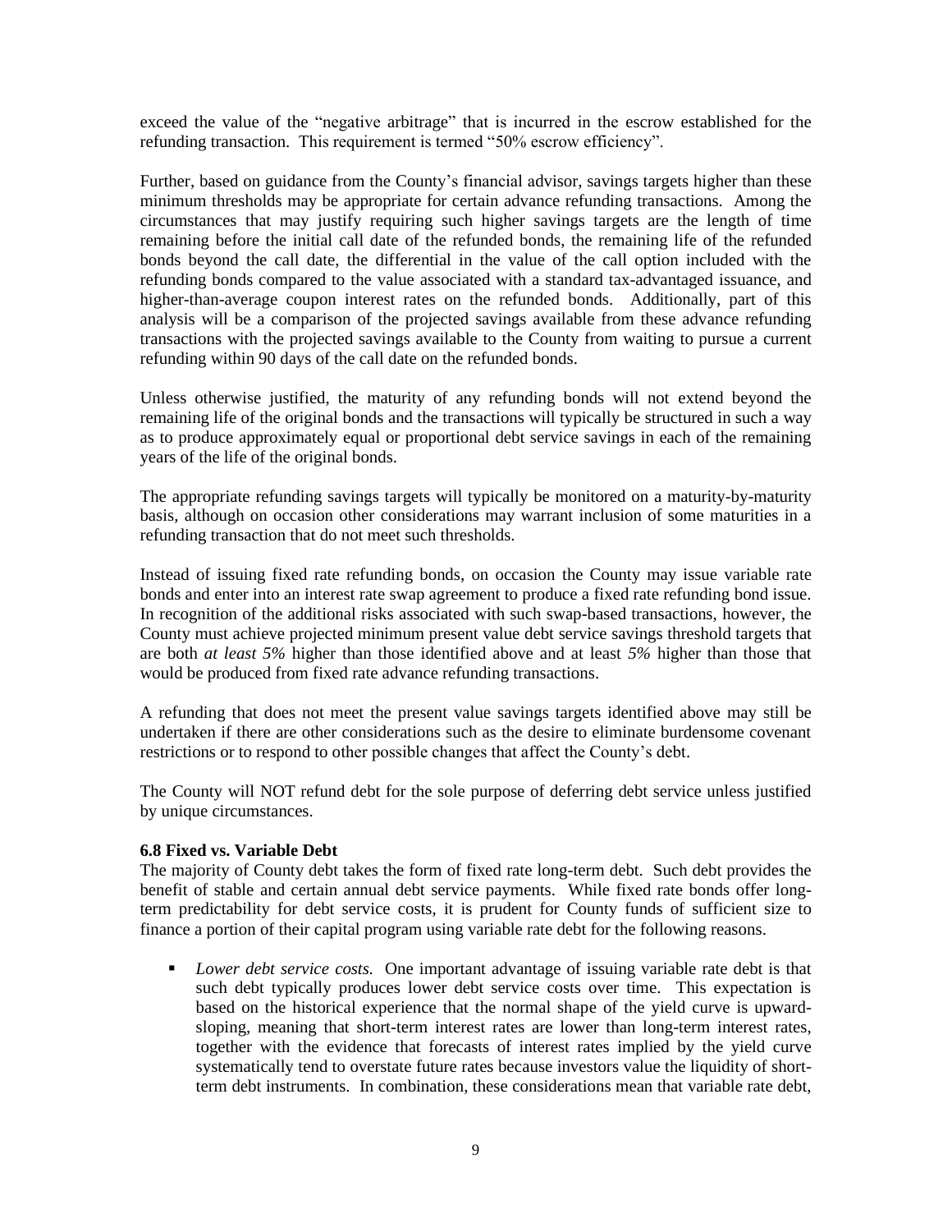exceed the value of the "negative arbitrage" that is incurred in the escrow established for the refunding transaction. This requirement is termed "50% escrow efficiency".

Further, based on guidance from the County's financial advisor, savings targets higher than these minimum thresholds may be appropriate for certain advance refunding transactions. Among the circumstances that may justify requiring such higher savings targets are the length of time remaining before the initial call date of the refunded bonds, the remaining life of the refunded bonds beyond the call date, the differential in the value of the call option included with the refunding bonds compared to the value associated with a standard tax-advantaged issuance, and higher-than-average coupon interest rates on the refunded bonds. Additionally, part of this analysis will be a comparison of the projected savings available from these advance refunding transactions with the projected savings available to the County from waiting to pursue a current refunding within 90 days of the call date on the refunded bonds.

Unless otherwise justified, the maturity of any refunding bonds will not extend beyond the remaining life of the original bonds and the transactions will typically be structured in such a way as to produce approximately equal or proportional debt service savings in each of the remaining years of the life of the original bonds.

The appropriate refunding savings targets will typically be monitored on a maturity-by-maturity basis, although on occasion other considerations may warrant inclusion of some maturities in a refunding transaction that do not meet such thresholds.

Instead of issuing fixed rate refunding bonds, on occasion the County may issue variable rate bonds and enter into an interest rate swap agreement to produce a fixed rate refunding bond issue. In recognition of the additional risks associated with such swap-based transactions, however, the County must achieve projected minimum present value debt service savings threshold targets that are both *at least 5%* higher than those identified above and at least *5%* higher than those that would be produced from fixed rate advance refunding transactions.

A refunding that does not meet the present value savings targets identified above may still be undertaken if there are other considerations such as the desire to eliminate burdensome covenant restrictions or to respond to other possible changes that affect the County's debt.

The County will NOT refund debt for the sole purpose of deferring debt service unless justified by unique circumstances.

**6.8 Fixed vs. Variable Debt**

The majority of County debt takes the form of fixed rate long-term debt. Such debt provides the benefit of stable and certain annual debt service payments. While fixed rate bonds offer long-term predictability for debt service costs, it is prudent for County funds of sufficient size to finance a portion of their capital program using variable rate debt for the following reasons.

- *Lower debt service costs.* One important advantage of issuing variable rate debt is that such debt typically produces lower debt service costs over time. This expectation is based on the historical experience that the normal shape of the yield curve is upward-sloping, meaning that short-term interest rates are lower than long-term interest rates, together with the evidence that forecasts of interest rates implied by the yield curve systematically tend to overstate future rates because investors value the liquidity of short-term debt instruments. In combination, these considerations mean that variable rate debt,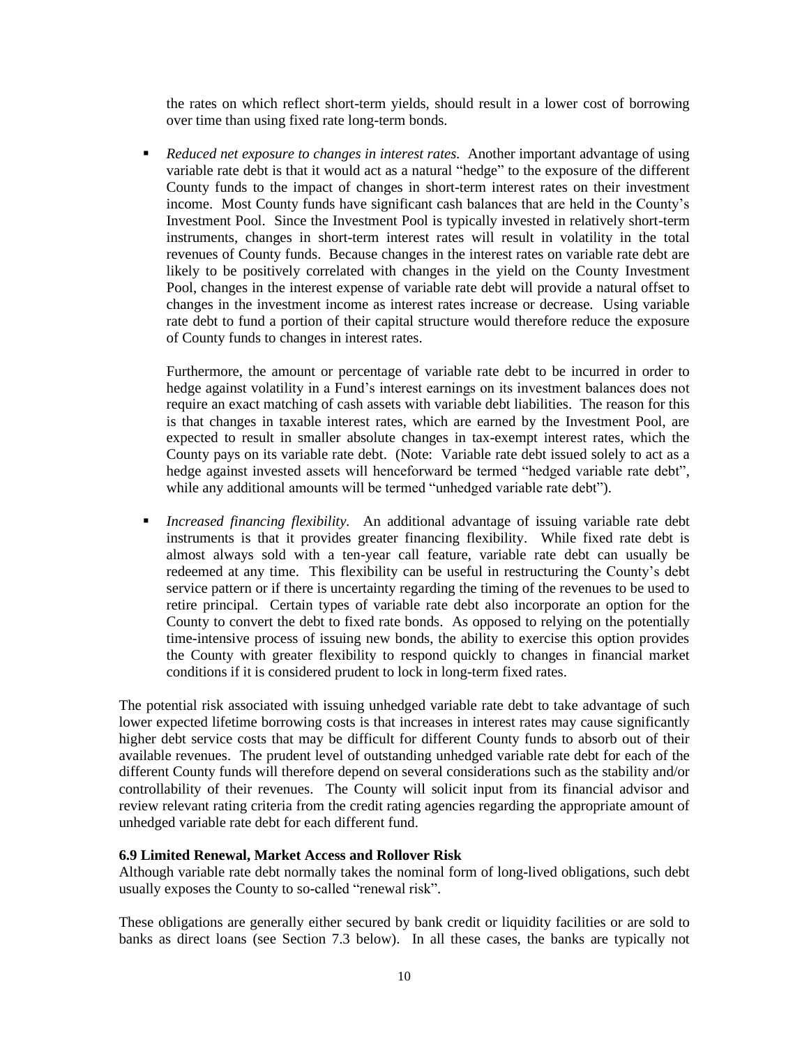the rates on which reflect short-term yields, should result in a lower cost of borrowing over time than using fixed rate long-term bonds.

- *Reduced net exposure to changes in interest rates.* Another important advantage of using variable rate debt is that it would act as a natural "hedge" to the exposure of the different County funds to the impact of changes in short-term interest rates on their investment income. Most County funds have significant cash balances that are held in the County's Investment Pool. Since the Investment Pool is typically invested in relatively short-term instruments, changes in short-term interest rates will result in volatility in the total revenues of County funds. Because changes in the interest rates on variable rate debt are likely to be positively correlated with changes in the yield on the County Investment Pool, changes in the interest expense of variable rate debt will provide a natural offset to changes in the investment income as interest rates increase or decrease. Using variable rate debt to fund a portion of their capital structure would therefore reduce the exposure of County funds to changes in interest rates.

  Furthermore, the amount or percentage of variable rate debt to be incurred in order to hedge against volatility in a Fund's interest earnings on its investment balances does not require an exact matching of cash assets with variable debt liabilities. The reason for this is that changes in taxable interest rates, which are earned by the Investment Pool, are expected to result in smaller absolute changes in tax-exempt interest rates, which the County pays on its variable rate debt. (Note: Variable rate debt issued solely to act as a hedge against invested assets will henceforward be termed "hedged variable rate debt", while any additional amounts will be termed "unhedged variable rate debt").

- *Increased financing flexibility.* An additional advantage of issuing variable rate debt instruments is that it provides greater financing flexibility. While fixed rate debt is almost always sold with a ten-year call feature, variable rate debt can usually be redeemed at any time. This flexibility can be useful in restructuring the County's debt service pattern or if there is uncertainty regarding the timing of the revenues to be used to retire principal. Certain types of variable rate debt also incorporate an option for the County to convert the debt to fixed rate bonds. As opposed to relying on the potentially time-intensive process of issuing new bonds, the ability to exercise this option provides the County with greater flexibility to respond quickly to changes in financial market conditions if it is considered prudent to lock in long-term fixed rates.

The potential risk associated with issuing unhedged variable rate debt to take advantage of such lower expected lifetime borrowing costs is that increases in interest rates may cause significantly higher debt service costs that may be difficult for different County funds to absorb out of their available revenues. The prudent level of outstanding unhedged variable rate debt for each of the different County funds will therefore depend on several considerations such as the stability and/or controllability of their revenues. The County will solicit input from its financial advisor and review relevant rating criteria from the credit rating agencies regarding the appropriate amount of unhedged variable rate debt for each different fund.

**6.9 Limited Renewal, Market Access and Rollover Risk**

Although variable rate debt normally takes the nominal form of long-lived obligations, such debt usually exposes the County to so-called "renewal risk".

These obligations are generally either secured by bank credit or liquidity facilities or are sold to banks as direct loans (see Section 7.3 below). In all these cases, the banks are typically not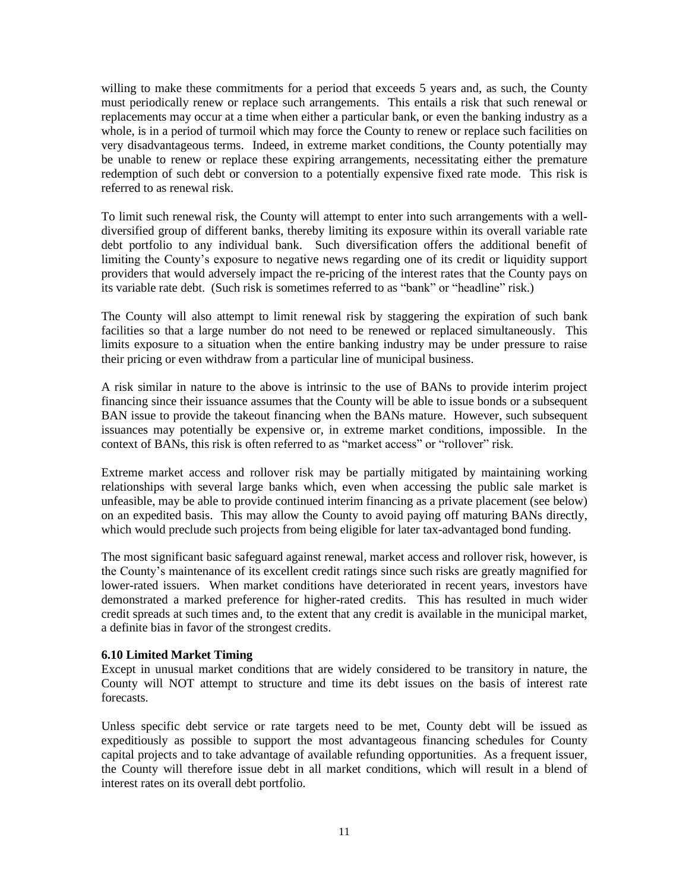willing to make these commitments for a period that exceeds 5 years and, as such, the County must periodically renew or replace such arrangements. This entails a risk that such renewal or replacements may occur at a time when either a particular bank, or even the banking industry as a whole, is in a period of turmoil which may force the County to renew or replace such facilities on very disadvantageous terms. Indeed, in extreme market conditions, the County potentially may be unable to renew or replace these expiring arrangements, necessitating either the premature redemption of such debt or conversion to a potentially expensive fixed rate mode. This risk is referred to as renewal risk.

To limit such renewal risk, the County will attempt to enter into such arrangements with a well-diversified group of different banks, thereby limiting its exposure within its overall variable rate debt portfolio to any individual bank. Such diversification offers the additional benefit of limiting the County's exposure to negative news regarding one of its credit or liquidity support providers that would adversely impact the re-pricing of the interest rates that the County pays on its variable rate debt. (Such risk is sometimes referred to as "bank" or "headline" risk.)

The County will also attempt to limit renewal risk by staggering the expiration of such bank facilities so that a large number do not need to be renewed or replaced simultaneously. This limits exposure to a situation when the entire banking industry may be under pressure to raise their pricing or even withdraw from a particular line of municipal business.

A risk similar in nature to the above is intrinsic to the use of BANs to provide interim project financing since their issuance assumes that the County will be able to issue bonds or a subsequent BAN issue to provide the takeout financing when the BANs mature. However, such subsequent issuances may potentially be expensive or, in extreme market conditions, impossible. In the context of BANs, this risk is often referred to as "market access" or "rollover" risk.

Extreme market access and rollover risk may be partially mitigated by maintaining working relationships with several large banks which, even when accessing the public sale market is unfeasible, may be able to provide continued interim financing as a private placement (see below) on an expedited basis. This may allow the County to avoid paying off maturing BANs directly, which would preclude such projects from being eligible for later tax-advantaged bond funding.

The most significant basic safeguard against renewal, market access and rollover risk, however, is the County's maintenance of its excellent credit ratings since such risks are greatly magnified for lower-rated issuers. When market conditions have deteriorated in recent years, investors have demonstrated a marked preference for higher-rated credits. This has resulted in much wider credit spreads at such times and, to the extent that any credit is available in the municipal market, a definite bias in favor of the strongest credits.

**6.10 Limited Market Timing**

Except in unusual market conditions that are widely considered to be transitory in nature, the County will NOT attempt to structure and time its debt issues on the basis of interest rate forecasts.

Unless specific debt service or rate targets need to be met, County debt will be issued as expeditiously as possible to support the most advantageous financing schedules for County capital projects and to take advantage of available refunding opportunities. As a frequent issuer, the County will therefore issue debt in all market conditions, which will result in a blend of interest rates on its overall debt portfolio.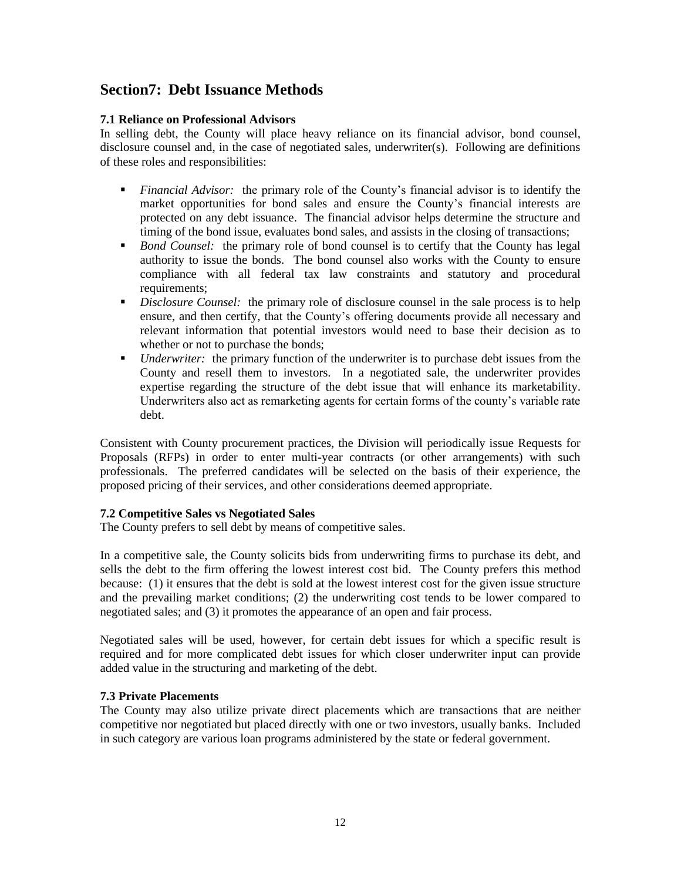## Section7: Debt Issuance Methods

### 7.1 Reliance on Professional Advisors

In selling debt, the County will place heavy reliance on its financial advisor, bond counsel, disclosure counsel and, in the case of negotiated sales, underwriter(s). Following are definitions of these roles and responsibilities:

- *Financial Advisor:* the primary role of the County's financial advisor is to identify the market opportunities for bond sales and ensure the County's financial interests are protected on any debt issuance. The financial advisor helps determine the structure and timing of the bond issue, evaluates bond sales, and assists in the closing of transactions;
- *Bond Counsel:* the primary role of bond counsel is to certify that the County has legal authority to issue the bonds. The bond counsel also works with the County to ensure compliance with all federal tax law constraints and statutory and procedural requirements;
- *Disclosure Counsel:* the primary role of disclosure counsel in the sale process is to help ensure, and then certify, that the County's offering documents provide all necessary and relevant information that potential investors would need to base their decision as to whether or not to purchase the bonds;
- *Underwriter:* the primary function of the underwriter is to purchase debt issues from the County and resell them to investors. In a negotiated sale, the underwriter provides expertise regarding the structure of the debt issue that will enhance its marketability. Underwriters also act as remarketing agents for certain forms of the county's variable rate debt.

Consistent with County procurement practices, the Division will periodically issue Requests for Proposals (RFPs) in order to enter multi-year contracts (or other arrangements) with such professionals. The preferred candidates will be selected on the basis of their experience, the proposed pricing of their services, and other considerations deemed appropriate.

### 7.2 Competitive Sales vs Negotiated Sales

The County prefers to sell debt by means of competitive sales.

In a competitive sale, the County solicits bids from underwriting firms to purchase its debt, and sells the debt to the firm offering the lowest interest cost bid. The County prefers this method because: (1) it ensures that the debt is sold at the lowest interest cost for the given issue structure and the prevailing market conditions; (2) the underwriting cost tends to be lower compared to negotiated sales; and (3) it promotes the appearance of an open and fair process.

Negotiated sales will be used, however, for certain debt issues for which a specific result is required and for more complicated debt issues for which closer underwriter input can provide added value in the structuring and marketing of the debt.

### 7.3 Private Placements

The County may also utilize private direct placements which are transactions that are neither competitive nor negotiated but placed directly with one or two investors, usually banks. Included in such category are various loan programs administered by the state or federal government.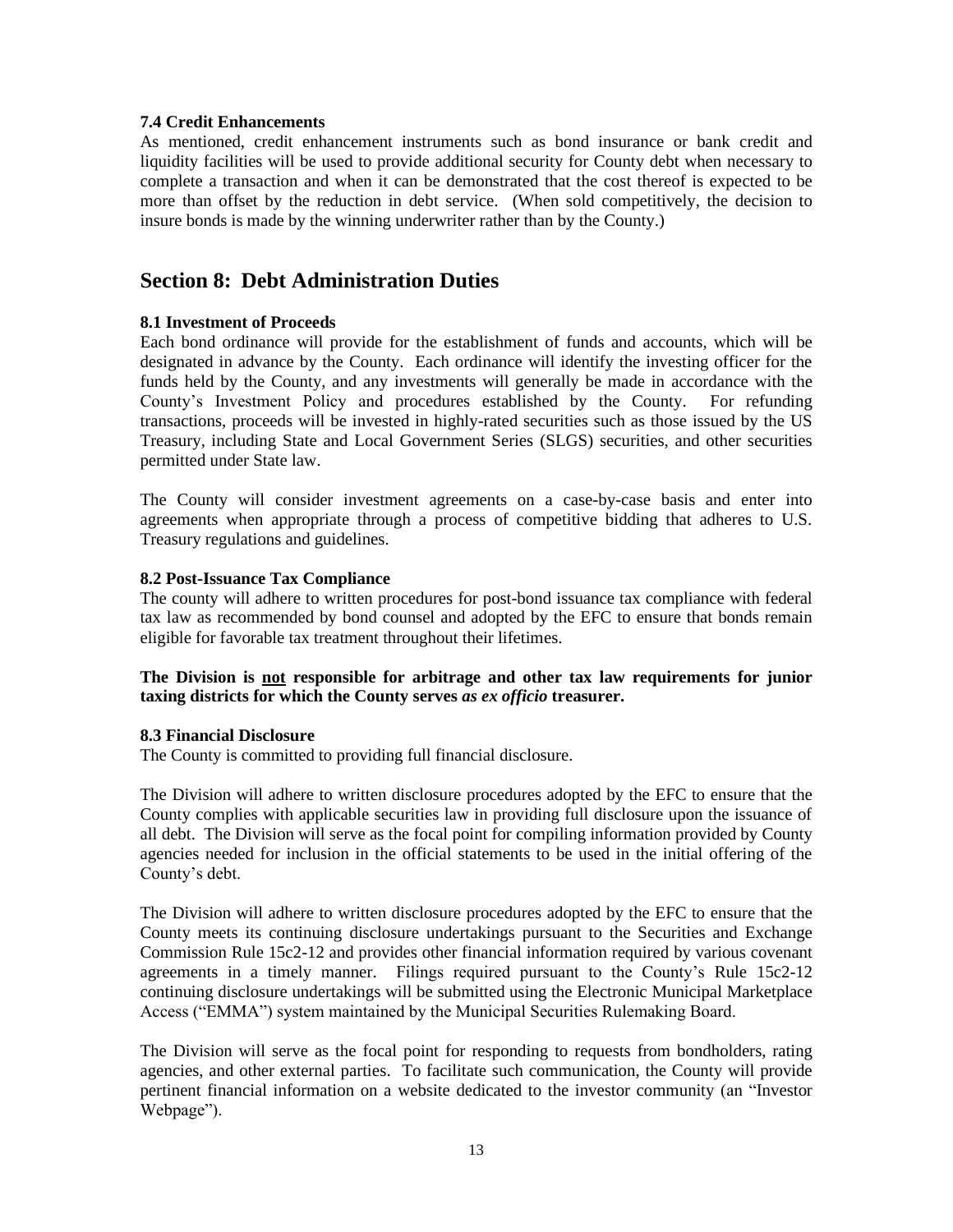### 7.4 Credit Enhancements

As mentioned, credit enhancement instruments such as bond insurance or bank credit and liquidity facilities will be used to provide additional security for County debt when necessary to complete a transaction and when it can be demonstrated that the cost thereof is expected to be more than offset by the reduction in debt service. (When sold competitively, the decision to insure bonds is made by the winning underwriter rather than by the County.)

## Section 8: Debt Administration Duties

### 8.1 Investment of Proceeds

Each bond ordinance will provide for the establishment of funds and accounts, which will be designated in advance by the County. Each ordinance will identify the investing officer for the funds held by the County, and any investments will generally be made in accordance with the County's Investment Policy and procedures established by the County. For refunding transactions, proceeds will be invested in highly-rated securities such as those issued by the US Treasury, including State and Local Government Series (SLGS) securities, and other securities permitted under State law.

The County will consider investment agreements on a case-by-case basis and enter into agreements when appropriate through a process of competitive bidding that adheres to U.S. Treasury regulations and guidelines.

### 8.2 Post-Issuance Tax Compliance

The county will adhere to written procedures for post-bond issuance tax compliance with federal tax law as recommended by bond counsel and adopted by the EFC to ensure that bonds remain eligible for favorable tax treatment throughout their lifetimes.

**The Division is <u>not</u> responsible for arbitrage and other tax law requirements for junior taxing districts for which the County serves *as ex officio* treasurer.**

### 8.3 Financial Disclosure

The County is committed to providing full financial disclosure.

The Division will adhere to written disclosure procedures adopted by the EFC to ensure that the County complies with applicable securities law in providing full disclosure upon the issuance of all debt. The Division will serve as the focal point for compiling information provided by County agencies needed for inclusion in the official statements to be used in the initial offering of the County's debt.

The Division will adhere to written disclosure procedures adopted by the EFC to ensure that the County meets its continuing disclosure undertakings pursuant to the Securities and Exchange Commission Rule 15c2-12 and provides other financial information required by various covenant agreements in a timely manner. Filings required pursuant to the County's Rule 15c2-12 continuing disclosure undertakings will be submitted using the Electronic Municipal Marketplace Access ("EMMA") system maintained by the Municipal Securities Rulemaking Board.

The Division will serve as the focal point for responding to requests from bondholders, rating agencies, and other external parties. To facilitate such communication, the County will provide pertinent financial information on a website dedicated to the investor community (an "Investor Webpage").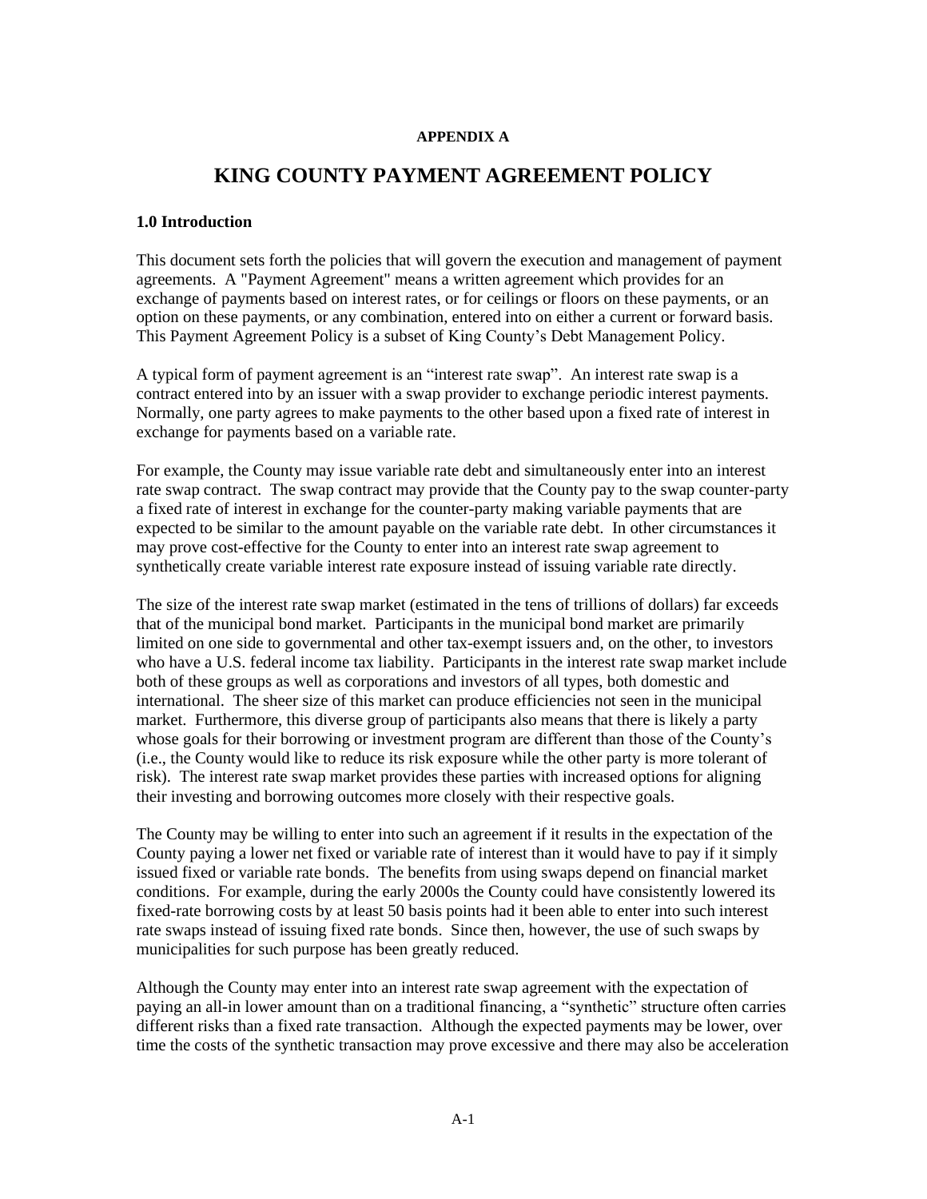**APPENDIX A**

# KING COUNTY PAYMENT AGREEMENT POLICY

### 1.0 Introduction

This document sets forth the policies that will govern the execution and management of payment agreements. A "Payment Agreement" means a written agreement which provides for an exchange of payments based on interest rates, or for ceilings or floors on these payments, or an option on these payments, or any combination, entered into on either a current or forward basis. This Payment Agreement Policy is a subset of King County's Debt Management Policy.

A typical form of payment agreement is an "interest rate swap". An interest rate swap is a contract entered into by an issuer with a swap provider to exchange periodic interest payments. Normally, one party agrees to make payments to the other based upon a fixed rate of interest in exchange for payments based on a variable rate.

For example, the County may issue variable rate debt and simultaneously enter into an interest rate swap contract. The swap contract may provide that the County pay to the swap counter-party a fixed rate of interest in exchange for the counter-party making variable payments that are expected to be similar to the amount payable on the variable rate debt. In other circumstances it may prove cost-effective for the County to enter into an interest rate swap agreement to synthetically create variable interest rate exposure instead of issuing variable rate directly.

The size of the interest rate swap market (estimated in the tens of trillions of dollars) far exceeds that of the municipal bond market. Participants in the municipal bond market are primarily limited on one side to governmental and other tax-exempt issuers and, on the other, to investors who have a U.S. federal income tax liability. Participants in the interest rate swap market include both of these groups as well as corporations and investors of all types, both domestic and international. The sheer size of this market can produce efficiencies not seen in the municipal market. Furthermore, this diverse group of participants also means that there is likely a party whose goals for their borrowing or investment program are different than those of the County's (i.e., the County would like to reduce its risk exposure while the other party is more tolerant of risk). The interest rate swap market provides these parties with increased options for aligning their investing and borrowing outcomes more closely with their respective goals.

The County may be willing to enter into such an agreement if it results in the expectation of the County paying a lower net fixed or variable rate of interest than it would have to pay if it simply issued fixed or variable rate bonds. The benefits from using swaps depend on financial market conditions. For example, during the early 2000s the County could have consistently lowered its fixed-rate borrowing costs by at least 50 basis points had it been able to enter into such interest rate swaps instead of issuing fixed rate bonds. Since then, however, the use of such swaps by municipalities for such purpose has been greatly reduced.

Although the County may enter into an interest rate swap agreement with the expectation of paying an all-in lower amount than on a traditional financing, a "synthetic" structure often carries different risks than a fixed rate transaction. Although the expected payments may be lower, over time the costs of the synthetic transaction may prove excessive and there may also be acceleration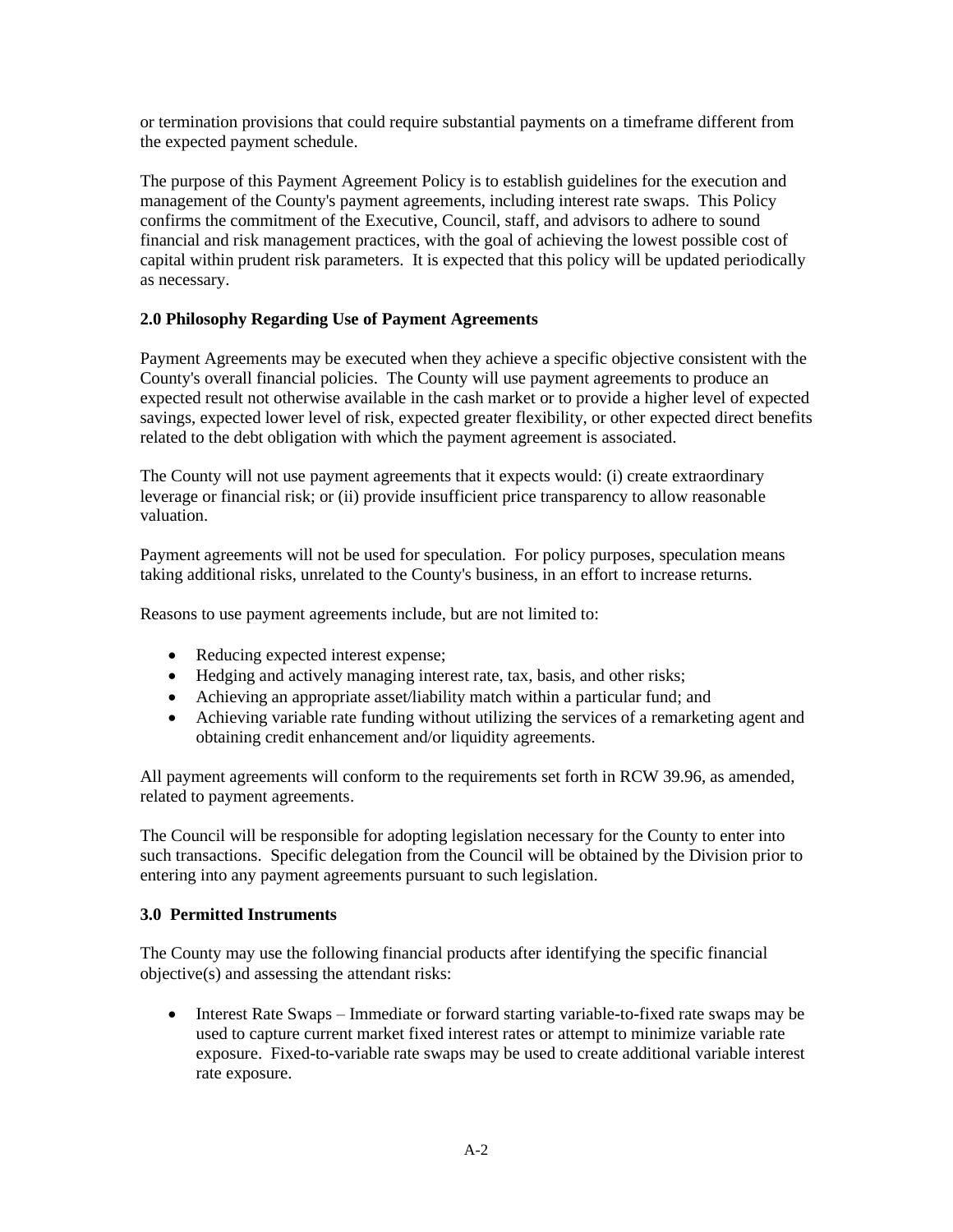or termination provisions that could require substantial payments on a timeframe different from the expected payment schedule.

The purpose of this Payment Agreement Policy is to establish guidelines for the execution and management of the County's payment agreements, including interest rate swaps. This Policy confirms the commitment of the Executive, Council, staff, and advisors to adhere to sound financial and risk management practices, with the goal of achieving the lowest possible cost of capital within prudent risk parameters. It is expected that this policy will be updated periodically as necessary.

**2.0 Philosophy Regarding Use of Payment Agreements**

Payment Agreements may be executed when they achieve a specific objective consistent with the County's overall financial policies. The County will use payment agreements to produce an expected result not otherwise available in the cash market or to provide a higher level of expected savings, expected lower level of risk, expected greater flexibility, or other expected direct benefits related to the debt obligation with which the payment agreement is associated.

The County will not use payment agreements that it expects would: (i) create extraordinary leverage or financial risk; or (ii) provide insufficient price transparency to allow reasonable valuation.

Payment agreements will not be used for speculation. For policy purposes, speculation means taking additional risks, unrelated to the County's business, in an effort to increase returns.

Reasons to use payment agreements include, but are not limited to:

- Reducing expected interest expense;
- Hedging and actively managing interest rate, tax, basis, and other risks;
- Achieving an appropriate asset/liability match within a particular fund; and
- Achieving variable rate funding without utilizing the services of a remarketing agent and obtaining credit enhancement and/or liquidity agreements.

All payment agreements will conform to the requirements set forth in RCW 39.96, as amended, related to payment agreements.

The Council will be responsible for adopting legislation necessary for the County to enter into such transactions. Specific delegation from the Council will be obtained by the Division prior to entering into any payment agreements pursuant to such legislation.

**3.0 Permitted Instruments**

The County may use the following financial products after identifying the specific financial objective(s) and assessing the attendant risks:

- Interest Rate Swaps – Immediate or forward starting variable-to-fixed rate swaps may be used to capture current market fixed interest rates or attempt to minimize variable rate exposure. Fixed-to-variable rate swaps may be used to create additional variable interest rate exposure.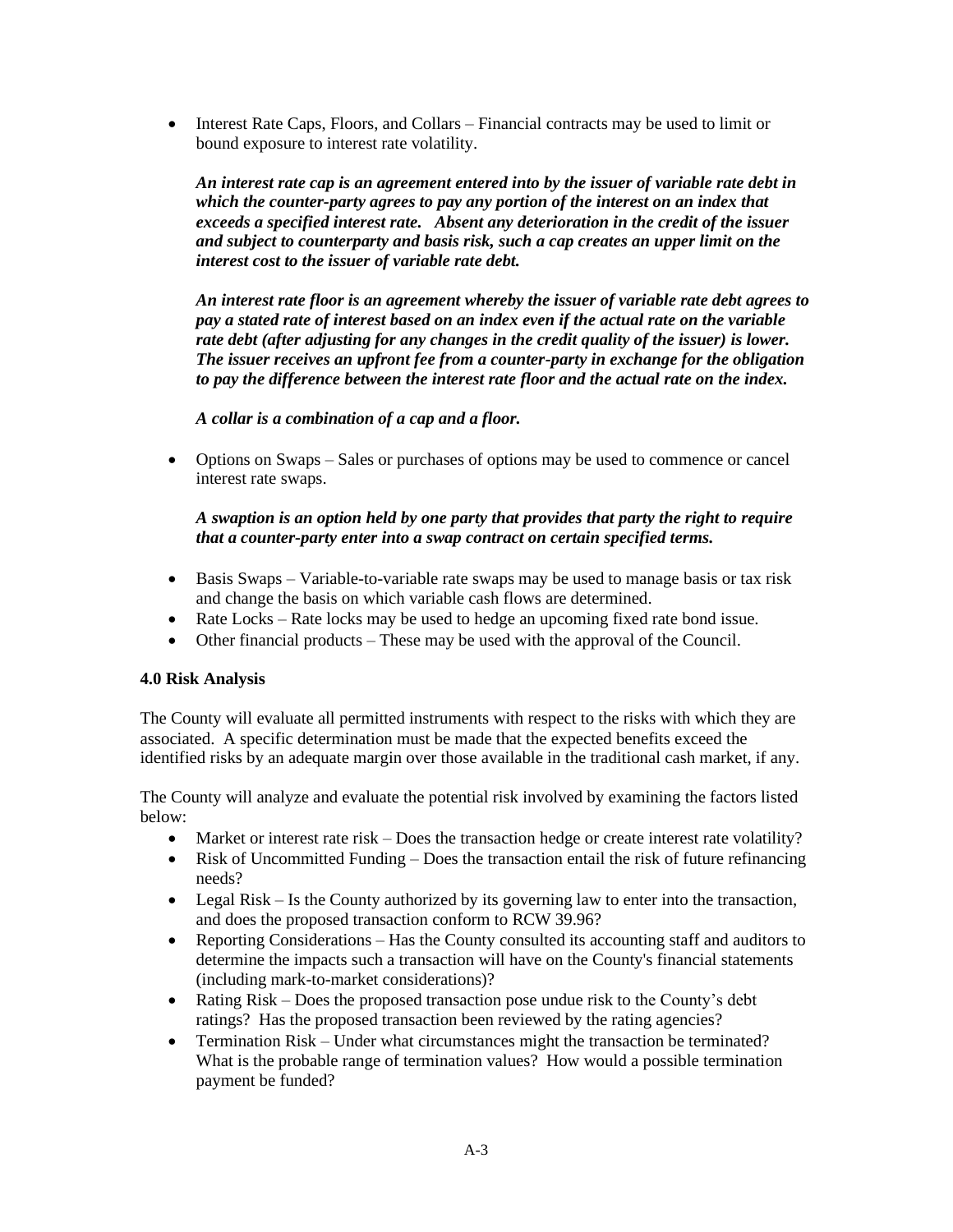- Interest Rate Caps, Floors, and Collars – Financial contracts may be used to limit or bound exposure to interest rate volatility.

  ***An interest rate cap is an agreement entered into by the issuer of variable rate debt in which the counter-party agrees to pay any portion of the interest on an index that exceeds a specified interest rate. Absent any deterioration in the credit of the issuer and subject to counterparty and basis risk, such a cap creates an upper limit on the interest cost to the issuer of variable rate debt.***

  ***An interest rate floor is an agreement whereby the issuer of variable rate debt agrees to pay a stated rate of interest based on an index even if the actual rate on the variable rate debt (after adjusting for any changes in the credit quality of the issuer) is lower. The issuer receives an upfront fee from a counter-party in exchange for the obligation to pay the difference between the interest rate floor and the actual rate on the index.***

  ***A collar is a combination of a cap and a floor.***

- Options on Swaps – Sales or purchases of options may be used to commence or cancel interest rate swaps.

  ***A swaption is an option held by one party that provides that party the right to require that a counter-party enter into a swap contract on certain specified terms.***

- Basis Swaps – Variable-to-variable rate swaps may be used to manage basis or tax risk and change the basis on which variable cash flows are determined.
- Rate Locks – Rate locks may be used to hedge an upcoming fixed rate bond issue.
- Other financial products – These may be used with the approval of the Council.

**4.0 Risk Analysis**

The County will evaluate all permitted instruments with respect to the risks with which they are associated. A specific determination must be made that the expected benefits exceed the identified risks by an adequate margin over those available in the traditional cash market, if any.

The County will analyze and evaluate the potential risk involved by examining the factors listed below:

- Market or interest rate risk – Does the transaction hedge or create interest rate volatility?
- Risk of Uncommitted Funding – Does the transaction entail the risk of future refinancing needs?
- Legal Risk – Is the County authorized by its governing law to enter into the transaction, and does the proposed transaction conform to RCW 39.96?
- Reporting Considerations – Has the County consulted its accounting staff and auditors to determine the impacts such a transaction will have on the County's financial statements (including mark-to-market considerations)?
- Rating Risk – Does the proposed transaction pose undue risk to the County's debt ratings? Has the proposed transaction been reviewed by the rating agencies?
- Termination Risk – Under what circumstances might the transaction be terminated? What is the probable range of termination values? How would a possible termination payment be funded?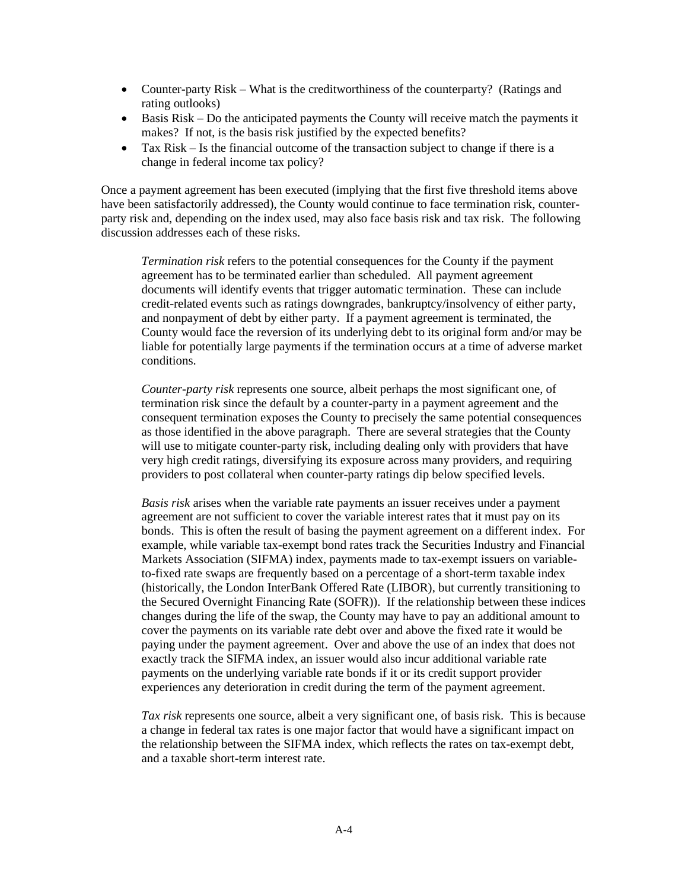- Counter-party Risk – What is the creditworthiness of the counterparty? (Ratings and rating outlooks)
- Basis Risk – Do the anticipated payments the County will receive match the payments it makes? If not, is the basis risk justified by the expected benefits?
- Tax Risk – Is the financial outcome of the transaction subject to change if there is a change in federal income tax policy?

Once a payment agreement has been executed (implying that the first five threshold items above have been satisfactorily addressed), the County would continue to face termination risk, counter-party risk and, depending on the index used, may also face basis risk and tax risk. The following discussion addresses each of these risks.

> *Termination risk* refers to the potential consequences for the County if the payment agreement has to be terminated earlier than scheduled. All payment agreement documents will identify events that trigger automatic termination. These can include credit-related events such as ratings downgrades, bankruptcy/insolvency of either party, and nonpayment of debt by either party. If a payment agreement is terminated, the County would face the reversion of its underlying debt to its original form and/or may be liable for potentially large payments if the termination occurs at a time of adverse market conditions.
>
> *Counter-party risk* represents one source, albeit perhaps the most significant one, of termination risk since the default by a counter-party in a payment agreement and the consequent termination exposes the County to precisely the same potential consequences as those identified in the above paragraph. There are several strategies that the County will use to mitigate counter-party risk, including dealing only with providers that have very high credit ratings, diversifying its exposure across many providers, and requiring providers to post collateral when counter-party ratings dip below specified levels.
>
> *Basis risk* arises when the variable rate payments an issuer receives under a payment agreement are not sufficient to cover the variable interest rates that it must pay on its bonds. This is often the result of basing the payment agreement on a different index. For example, while variable tax-exempt bond rates track the Securities Industry and Financial Markets Association (SIFMA) index, payments made to tax-exempt issuers on variable-to-fixed rate swaps are frequently based on a percentage of a short-term taxable index (historically, the London InterBank Offered Rate (LIBOR), but currently transitioning to the Secured Overnight Financing Rate (SOFR)). If the relationship between these indices changes during the life of the swap, the County may have to pay an additional amount to cover the payments on its variable rate debt over and above the fixed rate it would be paying under the payment agreement. Over and above the use of an index that does not exactly track the SIFMA index, an issuer would also incur additional variable rate payments on the underlying variable rate bonds if it or its credit support provider experiences any deterioration in credit during the term of the payment agreement.
>
> *Tax risk* represents one source, albeit a very significant one, of basis risk. This is because a change in federal tax rates is one major factor that would have a significant impact on the relationship between the SIFMA index, which reflects the rates on tax-exempt debt, and a taxable short-term interest rate.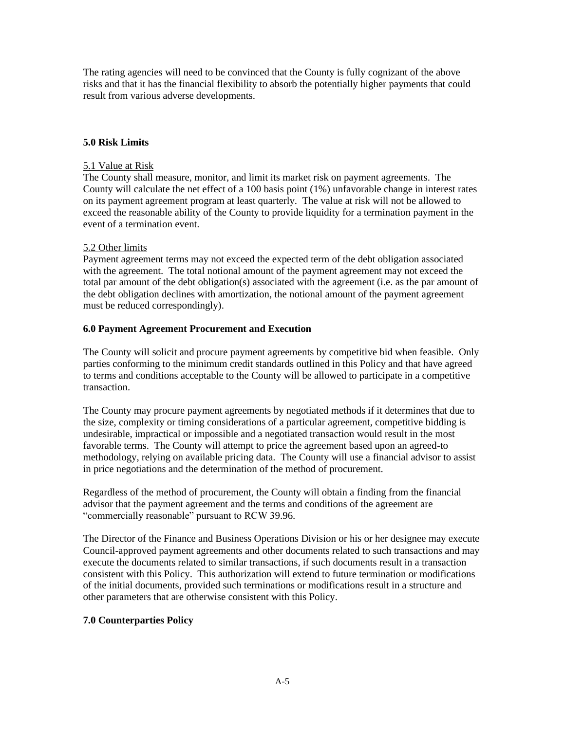The rating agencies will need to be convinced that the County is fully cognizant of the above risks and that it has the financial flexibility to absorb the potentially higher payments that could result from various adverse developments.

## 5.0 Risk Limits

### 5.1 Value at Risk

The County shall measure, monitor, and limit its market risk on payment agreements. The County will calculate the net effect of a 100 basis point (1%) unfavorable change in interest rates on its payment agreement program at least quarterly. The value at risk will not be allowed to exceed the reasonable ability of the County to provide liquidity for a termination payment in the event of a termination event.

### 5.2 Other limits

Payment agreement terms may not exceed the expected term of the debt obligation associated with the agreement. The total notional amount of the payment agreement may not exceed the total par amount of the debt obligation(s) associated with the agreement (i.e. as the par amount of the debt obligation declines with amortization, the notional amount of the payment agreement must be reduced correspondingly).

## 6.0 Payment Agreement Procurement and Execution

The County will solicit and procure payment agreements by competitive bid when feasible. Only parties conforming to the minimum credit standards outlined in this Policy and that have agreed to terms and conditions acceptable to the County will be allowed to participate in a competitive transaction.

The County may procure payment agreements by negotiated methods if it determines that due to the size, complexity or timing considerations of a particular agreement, competitive bidding is undesirable, impractical or impossible and a negotiated transaction would result in the most favorable terms. The County will attempt to price the agreement based upon an agreed-to methodology, relying on available pricing data. The County will use a financial advisor to assist in price negotiations and the determination of the method of procurement.

Regardless of the method of procurement, the County will obtain a finding from the financial advisor that the payment agreement and the terms and conditions of the agreement are "commercially reasonable" pursuant to RCW 39.96.

The Director of the Finance and Business Operations Division or his or her designee may execute Council-approved payment agreements and other documents related to such transactions and may execute the documents related to similar transactions, if such documents result in a transaction consistent with this Policy. This authorization will extend to future termination or modifications of the initial documents, provided such terminations or modifications result in a structure and other parameters that are otherwise consistent with this Policy.

## 7.0 Counterparties Policy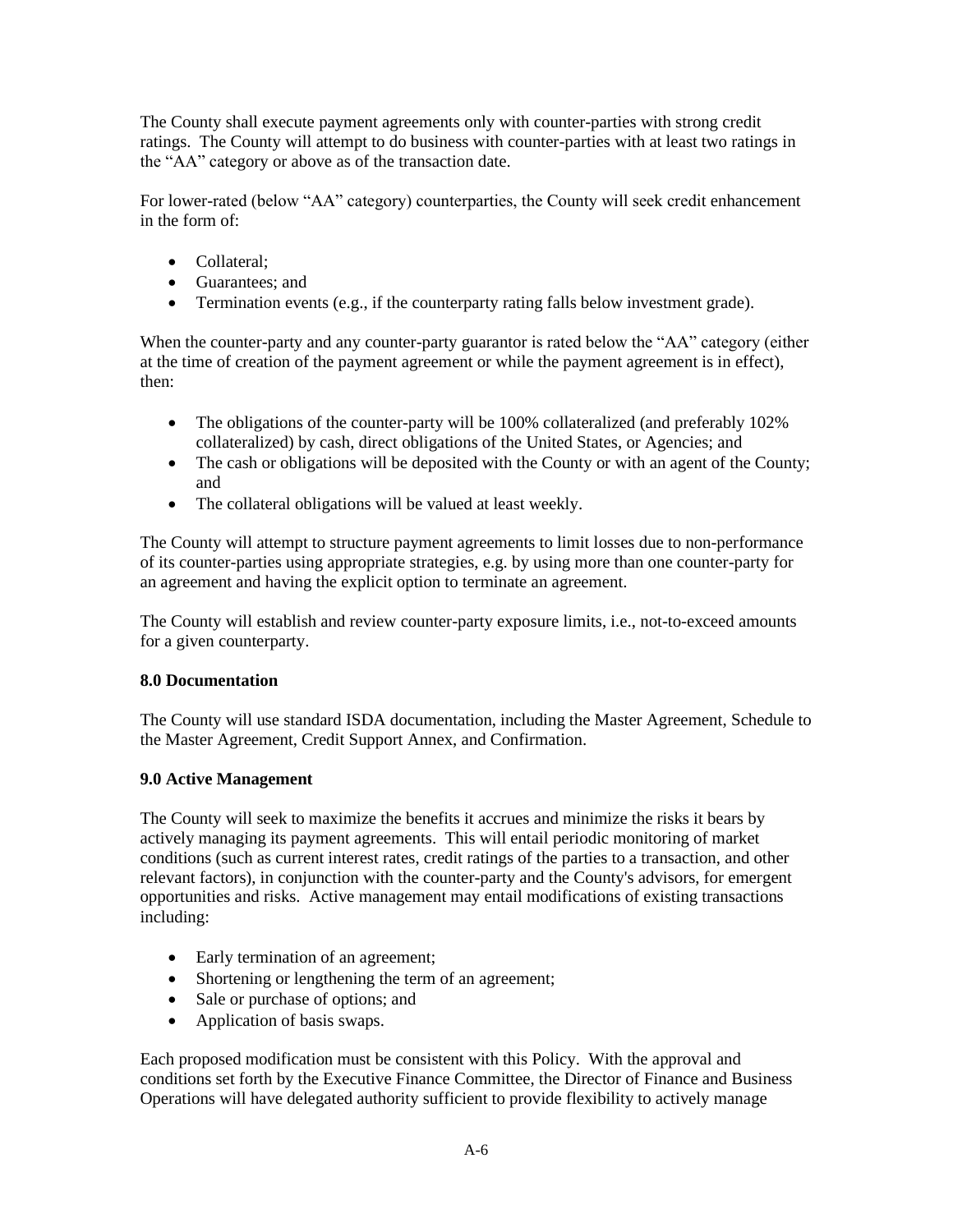The County shall execute payment agreements only with counter-parties with strong credit ratings. The County will attempt to do business with counter-parties with at least two ratings in the "AA" category or above as of the transaction date.

For lower-rated (below "AA" category) counterparties, the County will seek credit enhancement in the form of:

- Collateral;
- Guarantees; and
- Termination events (e.g., if the counterparty rating falls below investment grade).

When the counter-party and any counter-party guarantor is rated below the "AA" category (either at the time of creation of the payment agreement or while the payment agreement is in effect), then:

- The obligations of the counter-party will be 100% collateralized (and preferably 102% collateralized) by cash, direct obligations of the United States, or Agencies; and
- The cash or obligations will be deposited with the County or with an agent of the County; and
- The collateral obligations will be valued at least weekly.

The County will attempt to structure payment agreements to limit losses due to non-performance of its counter-parties using appropriate strategies, e.g. by using more than one counter-party for an agreement and having the explicit option to terminate an agreement.

The County will establish and review counter-party exposure limits, i.e., not-to-exceed amounts for a given counterparty.

**8.0 Documentation**

The County will use standard ISDA documentation, including the Master Agreement, Schedule to the Master Agreement, Credit Support Annex, and Confirmation.

**9.0 Active Management**

The County will seek to maximize the benefits it accrues and minimize the risks it bears by actively managing its payment agreements. This will entail periodic monitoring of market conditions (such as current interest rates, credit ratings of the parties to a transaction, and other relevant factors), in conjunction with the counter-party and the County's advisors, for emergent opportunities and risks. Active management may entail modifications of existing transactions including:

- Early termination of an agreement;
- Shortening or lengthening the term of an agreement;
- Sale or purchase of options; and
- Application of basis swaps.

Each proposed modification must be consistent with this Policy. With the approval and conditions set forth by the Executive Finance Committee, the Director of Finance and Business Operations will have delegated authority sufficient to provide flexibility to actively manage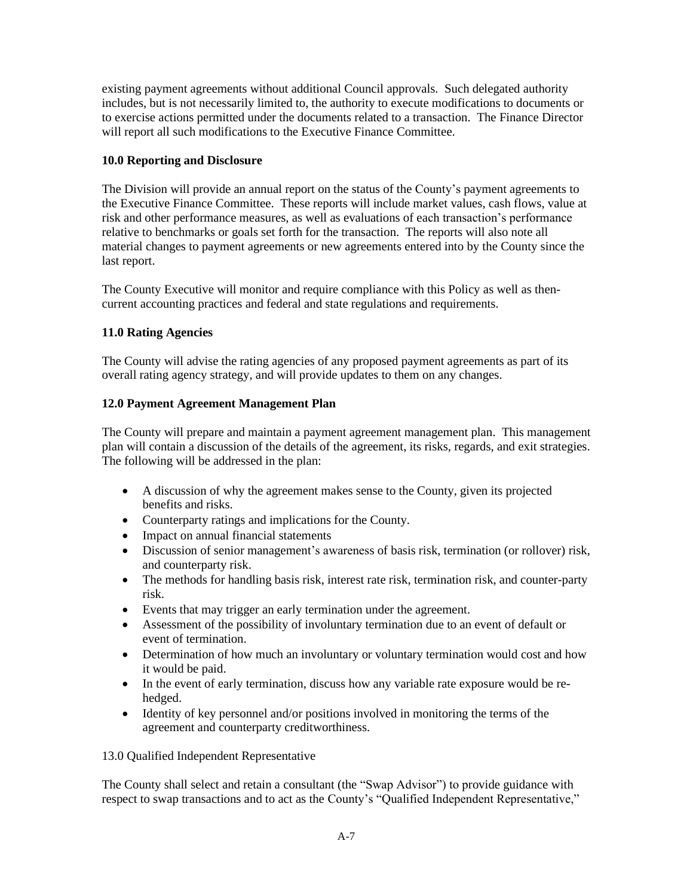existing payment agreements without additional Council approvals. Such delegated authority includes, but is not necessarily limited to, the authority to execute modifications to documents or to exercise actions permitted under the documents related to a transaction. The Finance Director will report all such modifications to the Executive Finance Committee.

**10.0 Reporting and Disclosure**

The Division will provide an annual report on the status of the County's payment agreements to the Executive Finance Committee. These reports will include market values, cash flows, value at risk and other performance measures, as well as evaluations of each transaction's performance relative to benchmarks or goals set forth for the transaction. The reports will also note all material changes to payment agreements or new agreements entered into by the County since the last report.

The County Executive will monitor and require compliance with this Policy as well as then-current accounting practices and federal and state regulations and requirements.

**11.0 Rating Agencies**

The County will advise the rating agencies of any proposed payment agreements as part of its overall rating agency strategy, and will provide updates to them on any changes.

**12.0 Payment Agreement Management Plan**

The County will prepare and maintain a payment agreement management plan. This management plan will contain a discussion of the details of the agreement, its risks, regards, and exit strategies. The following will be addressed in the plan:

- A discussion of why the agreement makes sense to the County, given its projected benefits and risks.
- Counterparty ratings and implications for the County.
- Impact on annual financial statements
- Discussion of senior management's awareness of basis risk, termination (or rollover) risk, and counterparty risk.
- The methods for handling basis risk, interest rate risk, termination risk, and counter-party risk.
- Events that may trigger an early termination under the agreement.
- Assessment of the possibility of involuntary termination due to an event of default or event of termination.
- Determination of how much an involuntary or voluntary termination would cost and how it would be paid.
- In the event of early termination, discuss how any variable rate exposure would be re-hedged.
- Identity of key personnel and/or positions involved in monitoring the terms of the agreement and counterparty creditworthiness.

13.0 Qualified Independent Representative

The County shall select and retain a consultant (the "Swap Advisor") to provide guidance with respect to swap transactions and to act as the County's "Qualified Independent Representative,"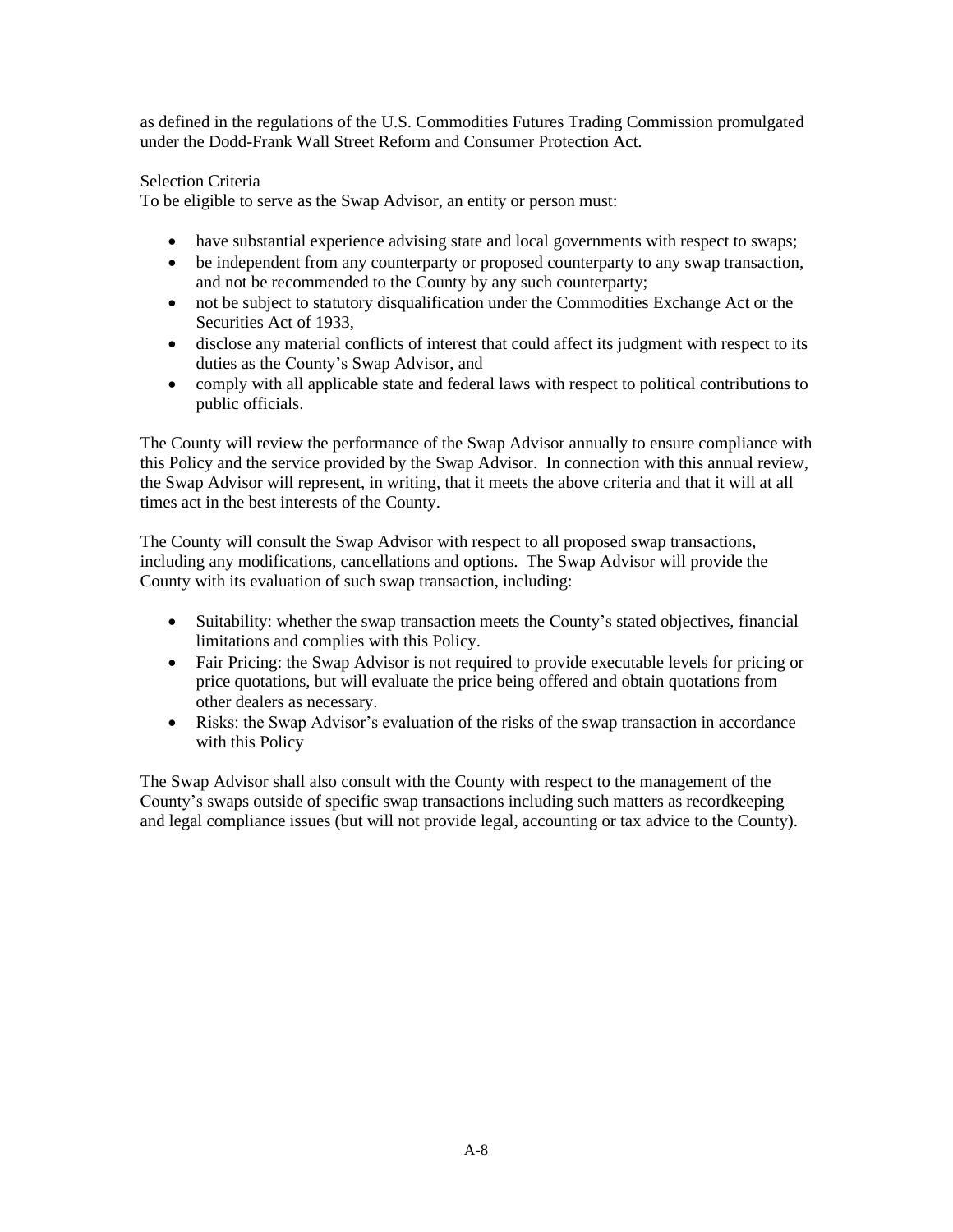as defined in the regulations of the U.S. Commodities Futures Trading Commission promulgated under the Dodd-Frank Wall Street Reform and Consumer Protection Act.

Selection Criteria

To be eligible to serve as the Swap Advisor, an entity or person must:

- have substantial experience advising state and local governments with respect to swaps;
- be independent from any counterparty or proposed counterparty to any swap transaction, and not be recommended to the County by any such counterparty;
- not be subject to statutory disqualification under the Commodities Exchange Act or the Securities Act of 1933,
- disclose any material conflicts of interest that could affect its judgment with respect to its duties as the County's Swap Advisor, and
- comply with all applicable state and federal laws with respect to political contributions to public officials.

The County will review the performance of the Swap Advisor annually to ensure compliance with this Policy and the service provided by the Swap Advisor. In connection with this annual review, the Swap Advisor will represent, in writing, that it meets the above criteria and that it will at all times act in the best interests of the County.

The County will consult the Swap Advisor with respect to all proposed swap transactions, including any modifications, cancellations and options. The Swap Advisor will provide the County with its evaluation of such swap transaction, including:

- Suitability: whether the swap transaction meets the County's stated objectives, financial limitations and complies with this Policy.
- Fair Pricing: the Swap Advisor is not required to provide executable levels for pricing or price quotations, but will evaluate the price being offered and obtain quotations from other dealers as necessary.
- Risks: the Swap Advisor's evaluation of the risks of the swap transaction in accordance with this Policy

The Swap Advisor shall also consult with the County with respect to the management of the County's swaps outside of specific swap transactions including such matters as recordkeeping and legal compliance issues (but will not provide legal, accounting or tax advice to the County).